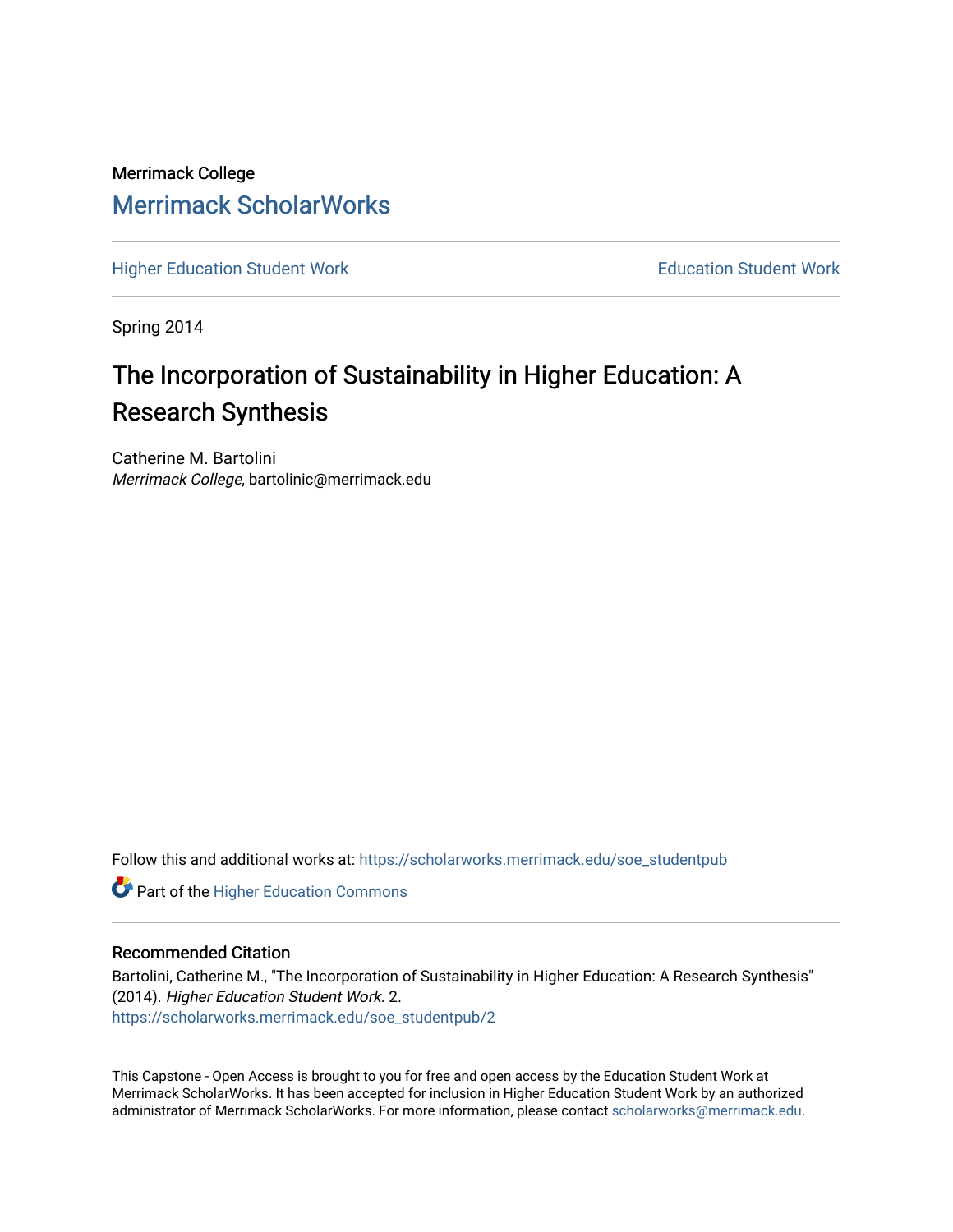Merrimack College

# Merrimack ScholarWorks

Higher Education Student Work | Education Student Work

Spring 2014

# The Incorporation of Sustainability in Higher Education: A Research Synthesis

Catherine M. Bartolini
*Merrimack College*, bartolinic@merrimack.edu

Follow this and additional works at: https://scholarworks.merrimack.edu/soe_studentpub

Part of the Higher Education Commons

## Recommended Citation

Bartolini, Catherine M., "The Incorporation of Sustainability in Higher Education: A Research Synthesis" (2014). *Higher Education Student Work*. 2.
https://scholarworks.merrimack.edu/soe_studentpub/2

This Capstone - Open Access is brought to you for free and open access by the Education Student Work at Merrimack ScholarWorks. It has been accepted for inclusion in Higher Education Student Work by an authorized administrator of Merrimack ScholarWorks. For more information, please contact scholarworks@merrimack.edu.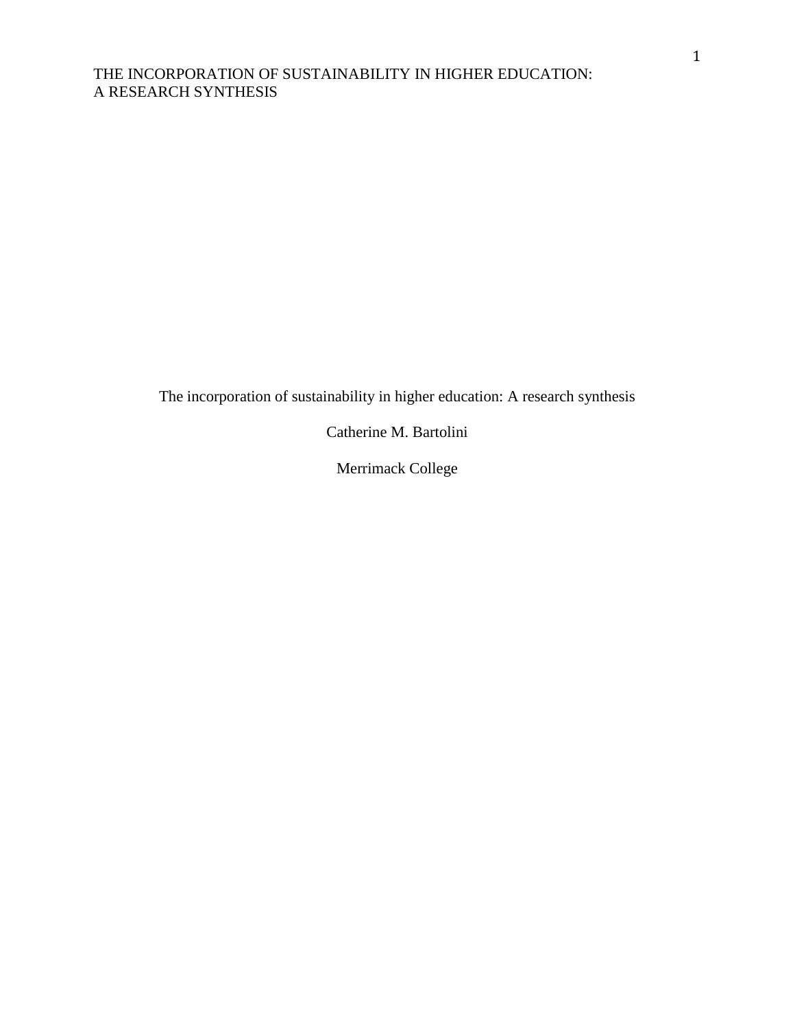The incorporation of sustainability in higher education: A research synthesis

Catherine M. Bartolini

Merrimack College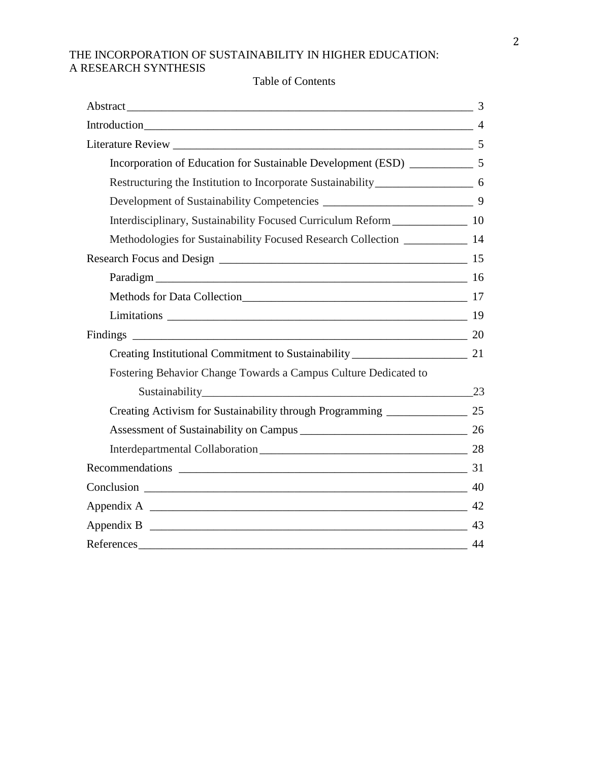Table of Contents

- Abstract — 3
- Introduction — 4
- Literature Review — 5
  - Incorporation of Education for Sustainable Development (ESD) — 5
  - Restructuring the Institution to Incorporate Sustainability — 6
  - Development of Sustainability Competencies — 9
  - Interdisciplinary, Sustainability Focused Curriculum Reform — 10
  - Methodologies for Sustainability Focused Research Collection — 14
- Research Focus and Design — 15
  - Paradigm — 16
  - Methods for Data Collection — 17
  - Limitations — 19
- Findings — 20
  - Creating Institutional Commitment to Sustainability — 21
  - Fostering Behavior Change Towards a Campus Culture Dedicated to Sustainability — 23
  - Creating Activism for Sustainability through Programming — 25
  - Assessment of Sustainability on Campus — 26
  - Interdepartmental Collaboration — 28
- Recommendations — 31
- Conclusion — 40
- Appendix A — 42
- Appendix B — 43
- References — 44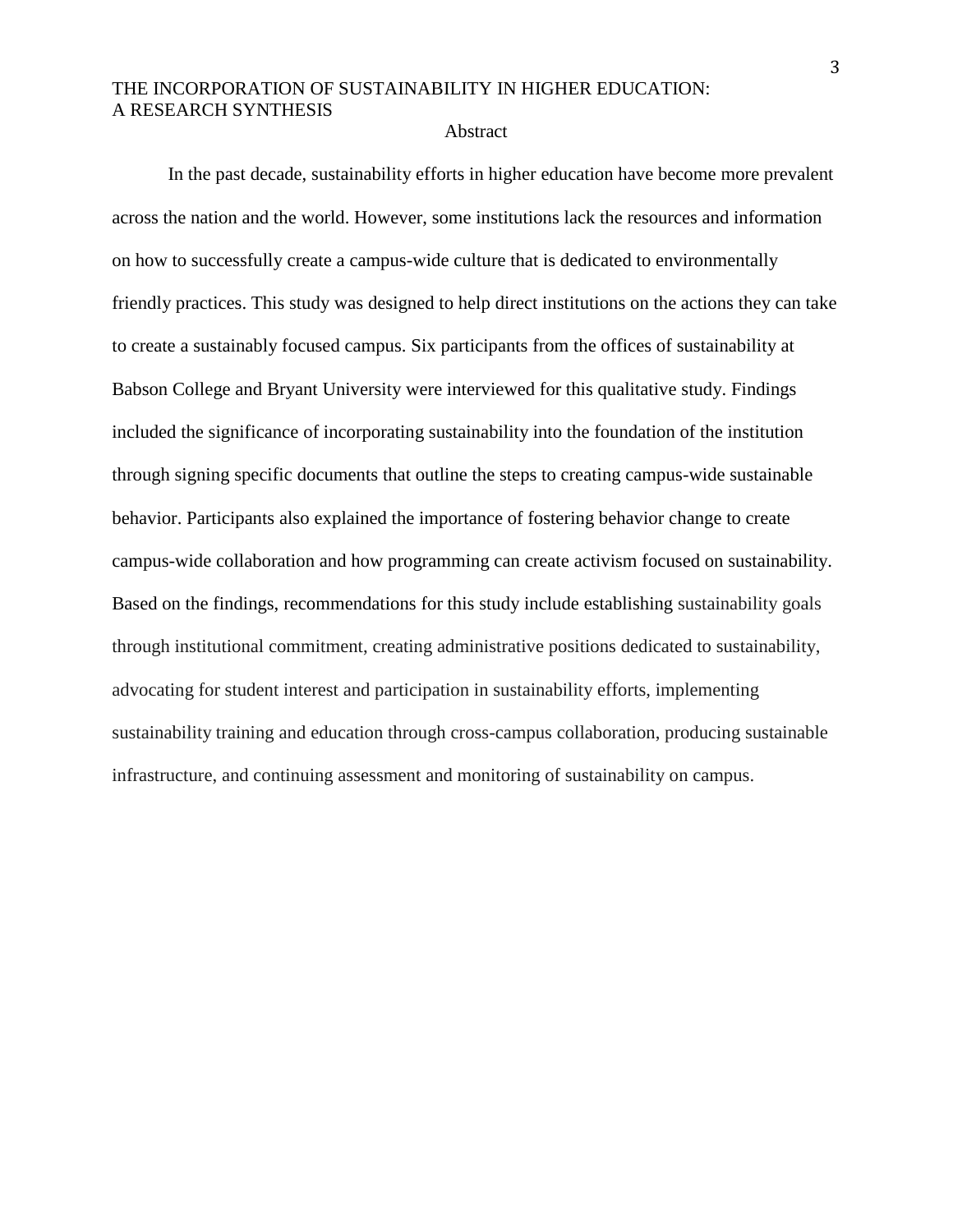## Abstract

In the past decade, sustainability efforts in higher education have become more prevalent across the nation and the world. However, some institutions lack the resources and information on how to successfully create a campus-wide culture that is dedicated to environmentally friendly practices. This study was designed to help direct institutions on the actions they can take to create a sustainably focused campus. Six participants from the offices of sustainability at Babson College and Bryant University were interviewed for this qualitative study. Findings included the significance of incorporating sustainability into the foundation of the institution through signing specific documents that outline the steps to creating campus-wide sustainable behavior. Participants also explained the importance of fostering behavior change to create campus-wide collaboration and how programming can create activism focused on sustainability. Based on the findings, recommendations for this study include establishing sustainability goals through institutional commitment, creating administrative positions dedicated to sustainability, advocating for student interest and participation in sustainability efforts, implementing sustainability training and education through cross-campus collaboration, producing sustainable infrastructure, and continuing assessment and monitoring of sustainability on campus.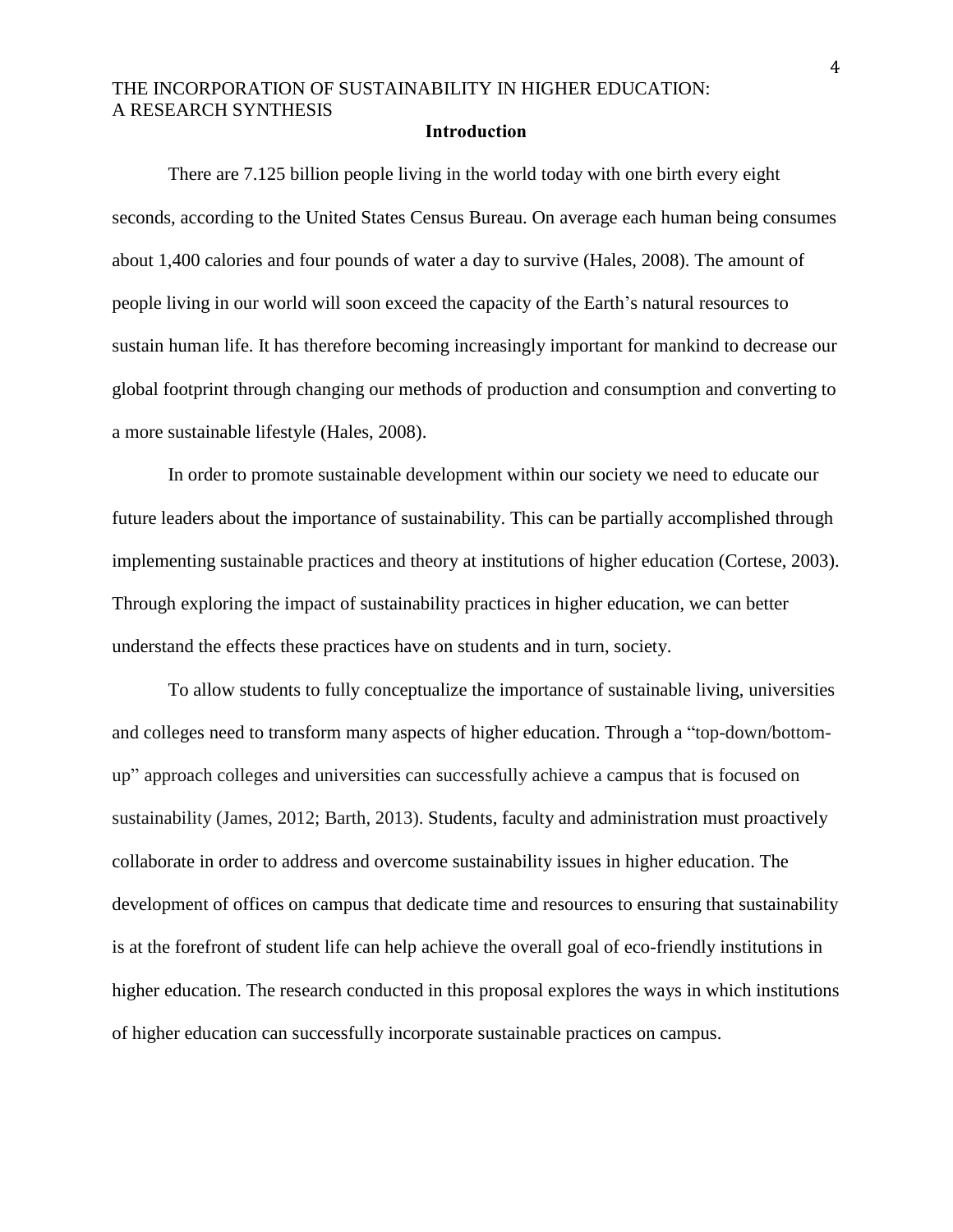## Introduction

There are 7.125 billion people living in the world today with one birth every eight seconds, according to the United States Census Bureau. On average each human being consumes about 1,400 calories and four pounds of water a day to survive (Hales, 2008). The amount of people living in our world will soon exceed the capacity of the Earth's natural resources to sustain human life. It has therefore becoming increasingly important for mankind to decrease our global footprint through changing our methods of production and consumption and converting to a more sustainable lifestyle (Hales, 2008).

In order to promote sustainable development within our society we need to educate our future leaders about the importance of sustainability. This can be partially accomplished through implementing sustainable practices and theory at institutions of higher education (Cortese, 2003). Through exploring the impact of sustainability practices in higher education, we can better understand the effects these practices have on students and in turn, society.

To allow students to fully conceptualize the importance of sustainable living, universities and colleges need to transform many aspects of higher education. Through a "top-down/bottom-up" approach colleges and universities can successfully achieve a campus that is focused on sustainability (James, 2012; Barth, 2013). Students, faculty and administration must proactively collaborate in order to address and overcome sustainability issues in higher education. The development of offices on campus that dedicate time and resources to ensuring that sustainability is at the forefront of student life can help achieve the overall goal of eco-friendly institutions in higher education. The research conducted in this proposal explores the ways in which institutions of higher education can successfully incorporate sustainable practices on campus.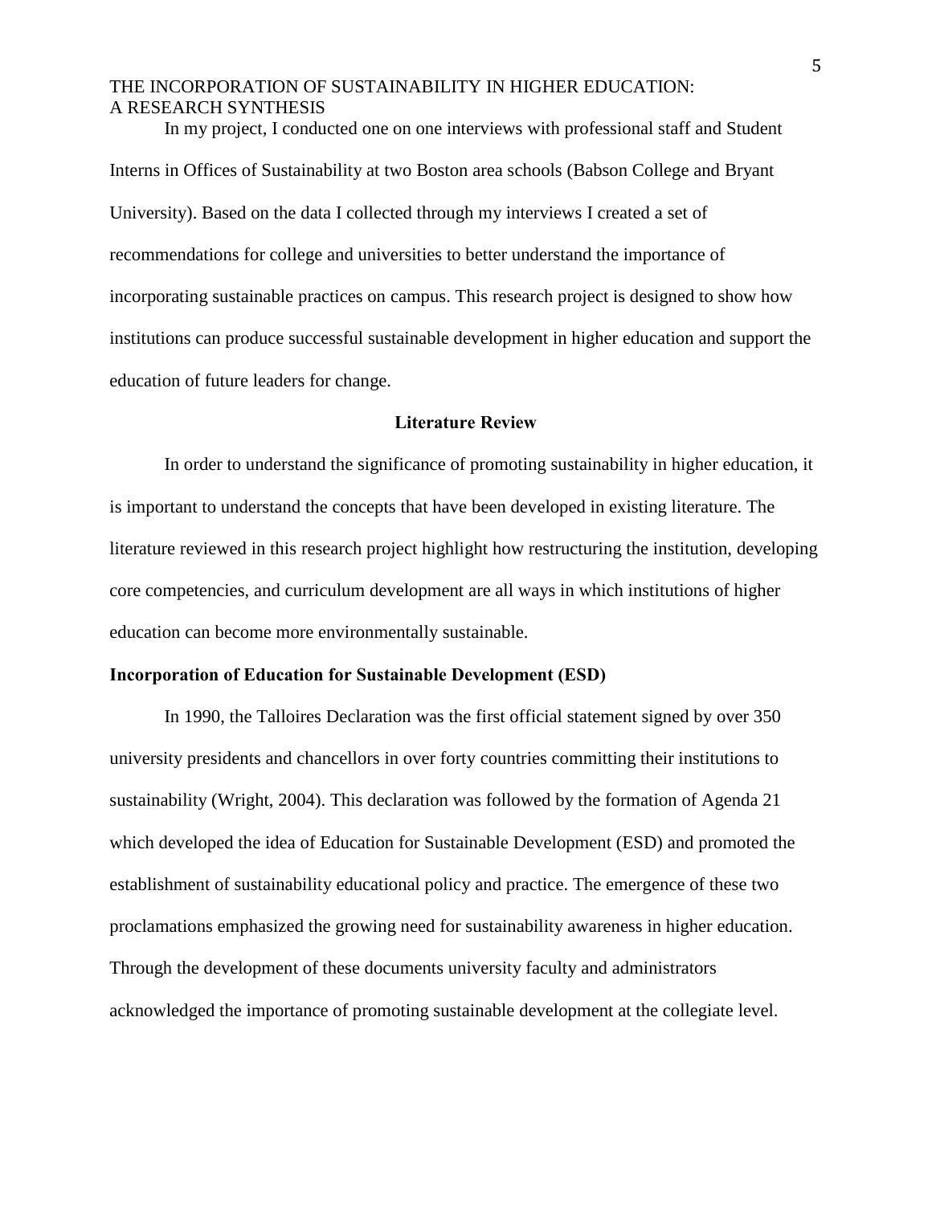In my project, I conducted one on one interviews with professional staff and Student Interns in Offices of Sustainability at two Boston area schools (Babson College and Bryant University). Based on the data I collected through my interviews I created a set of recommendations for college and universities to better understand the importance of incorporating sustainable practices on campus. This research project is designed to show how institutions can produce successful sustainable development in higher education and support the education of future leaders for change.

## Literature Review

In order to understand the significance of promoting sustainability in higher education, it is important to understand the concepts that have been developed in existing literature. The literature reviewed in this research project highlight how restructuring the institution, developing core competencies, and curriculum development are all ways in which institutions of higher education can become more environmentally sustainable.

### Incorporation of Education for Sustainable Development (ESD)

In 1990, the Talloires Declaration was the first official statement signed by over 350 university presidents and chancellors in over forty countries committing their institutions to sustainability (Wright, 2004). This declaration was followed by the formation of Agenda 21 which developed the idea of Education for Sustainable Development (ESD) and promoted the establishment of sustainability educational policy and practice. The emergence of these two proclamations emphasized the growing need for sustainability awareness in higher education. Through the development of these documents university faculty and administrators acknowledged the importance of promoting sustainable development at the collegiate level.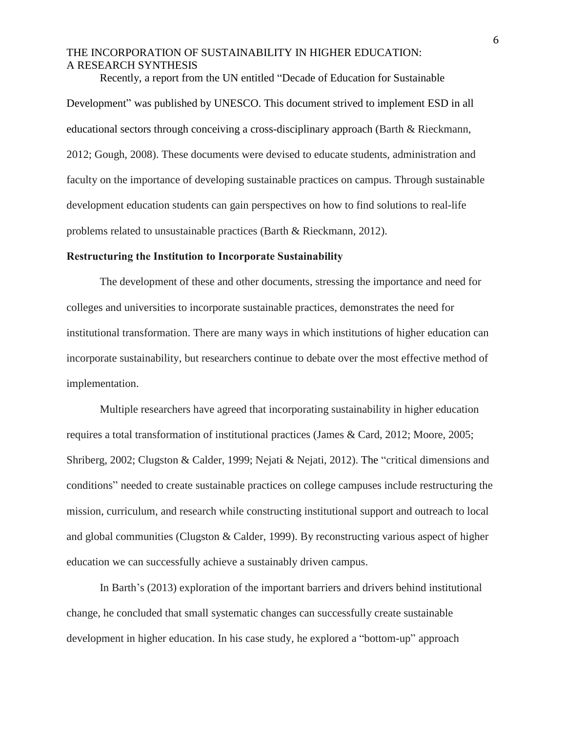Recently, a report from the UN entitled "Decade of Education for Sustainable Development" was published by UNESCO. This document strived to implement ESD in all educational sectors through conceiving a cross-disciplinary approach (Barth & Rieckmann, 2012; Gough, 2008). These documents were devised to educate students, administration and faculty on the importance of developing sustainable practices on campus. Through sustainable development education students can gain perspectives on how to find solutions to real-life problems related to unsustainable practices (Barth & Rieckmann, 2012).

**Restructuring the Institution to Incorporate Sustainability**

The development of these and other documents, stressing the importance and need for colleges and universities to incorporate sustainable practices, demonstrates the need for institutional transformation. There are many ways in which institutions of higher education can incorporate sustainability, but researchers continue to debate over the most effective method of implementation.

Multiple researchers have agreed that incorporating sustainability in higher education requires a total transformation of institutional practices (James & Card, 2012; Moore, 2005; Shriberg, 2002; Clugston & Calder, 1999; Nejati & Nejati, 2012). The "critical dimensions and conditions" needed to create sustainable practices on college campuses include restructuring the mission, curriculum, and research while constructing institutional support and outreach to local and global communities (Clugston & Calder, 1999). By reconstructing various aspect of higher education we can successfully achieve a sustainably driven campus.

In Barth's (2013) exploration of the important barriers and drivers behind institutional change, he concluded that small systematic changes can successfully create sustainable development in higher education. In his case study, he explored a "bottom-up" approach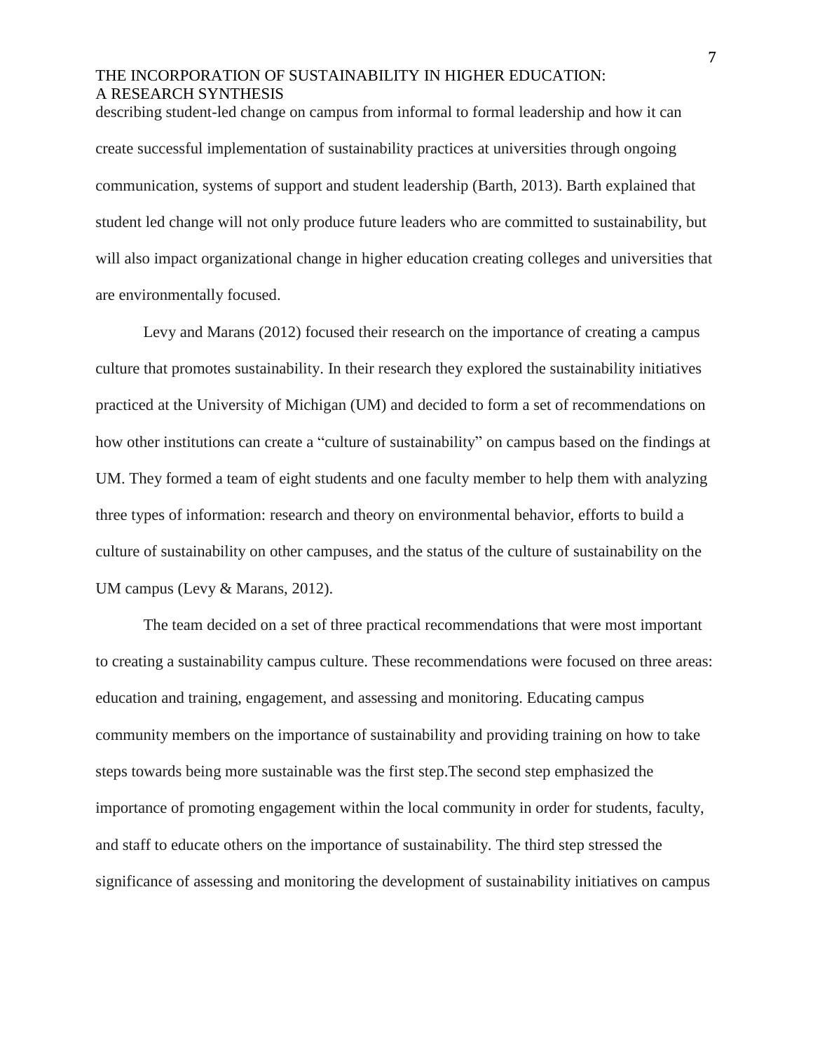describing student-led change on campus from informal to formal leadership and how it can create successful implementation of sustainability practices at universities through ongoing communication, systems of support and student leadership (Barth, 2013). Barth explained that student led change will not only produce future leaders who are committed to sustainability, but will also impact organizational change in higher education creating colleges and universities that are environmentally focused.

Levy and Marans (2012) focused their research on the importance of creating a campus culture that promotes sustainability. In their research they explored the sustainability initiatives practiced at the University of Michigan (UM) and decided to form a set of recommendations on how other institutions can create a "culture of sustainability" on campus based on the findings at UM. They formed a team of eight students and one faculty member to help them with analyzing three types of information: research and theory on environmental behavior, efforts to build a culture of sustainability on other campuses, and the status of the culture of sustainability on the UM campus (Levy & Marans, 2012).

The team decided on a set of three practical recommendations that were most important to creating a sustainability campus culture. These recommendations were focused on three areas: education and training, engagement, and assessing and monitoring. Educating campus community members on the importance of sustainability and providing training on how to take steps towards being more sustainable was the first step.The second step emphasized the importance of promoting engagement within the local community in order for students, faculty, and staff to educate others on the importance of sustainability. The third step stressed the significance of assessing and monitoring the development of sustainability initiatives on campus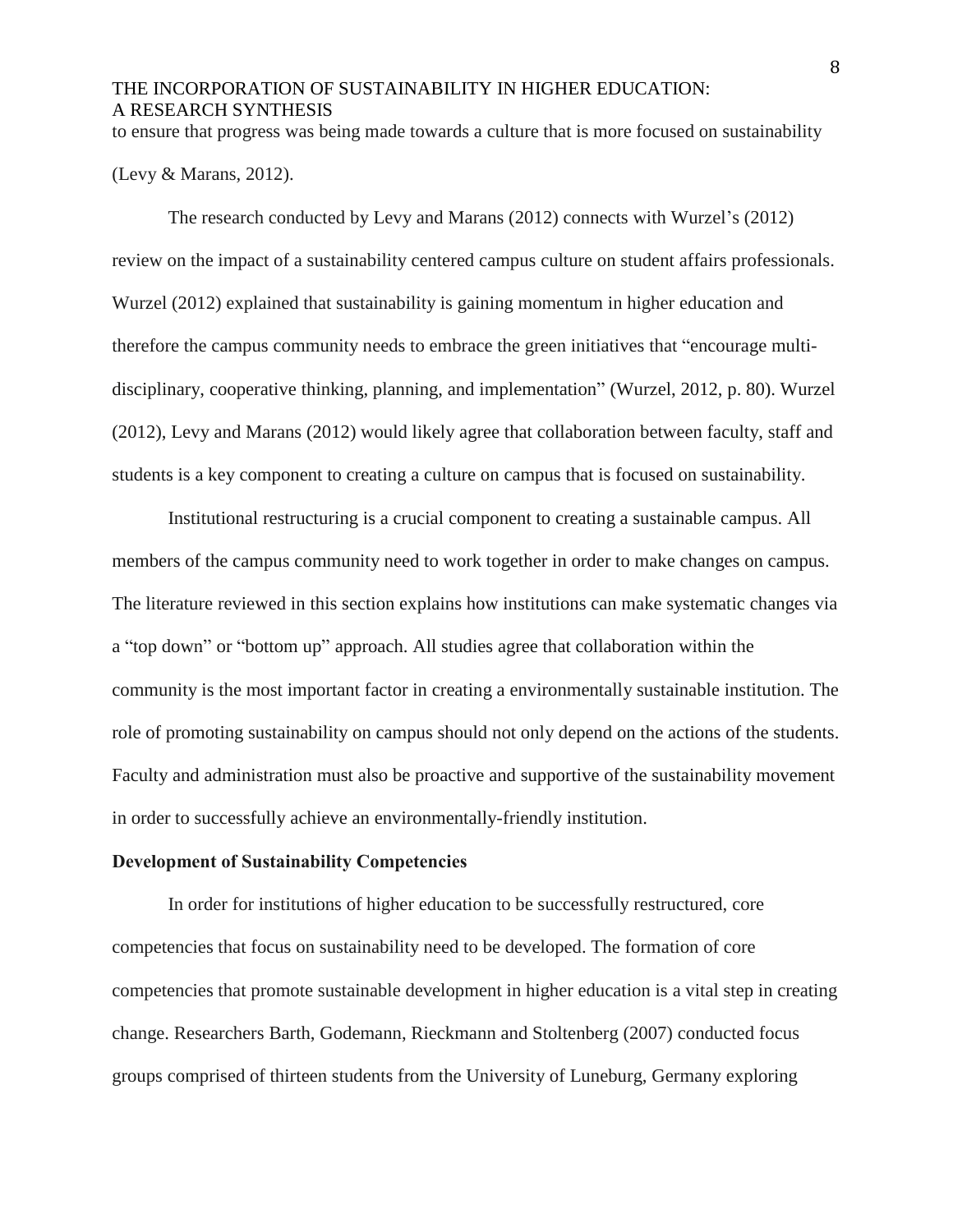to ensure that progress was being made towards a culture that is more focused on sustainability (Levy & Marans, 2012).

The research conducted by Levy and Marans (2012) connects with Wurzel's (2012) review on the impact of a sustainability centered campus culture on student affairs professionals. Wurzel (2012) explained that sustainability is gaining momentum in higher education and therefore the campus community needs to embrace the green initiatives that "encourage multi-disciplinary, cooperative thinking, planning, and implementation" (Wurzel, 2012, p. 80). Wurzel (2012), Levy and Marans (2012) would likely agree that collaboration between faculty, staff and students is a key component to creating a culture on campus that is focused on sustainability.

Institutional restructuring is a crucial component to creating a sustainable campus. All members of the campus community need to work together in order to make changes on campus. The literature reviewed in this section explains how institutions can make systematic changes via a "top down" or "bottom up" approach. All studies agree that collaboration within the community is the most important factor in creating a environmentally sustainable institution. The role of promoting sustainability on campus should not only depend on the actions of the students. Faculty and administration must also be proactive and supportive of the sustainability movement in order to successfully achieve an environmentally-friendly institution.

**Development of Sustainability Competencies**

In order for institutions of higher education to be successfully restructured, core competencies that focus on sustainability need to be developed. The formation of core competencies that promote sustainable development in higher education is a vital step in creating change. Researchers Barth, Godemann, Rieckmann and Stoltenberg (2007) conducted focus groups comprised of thirteen students from the University of Luneburg, Germany exploring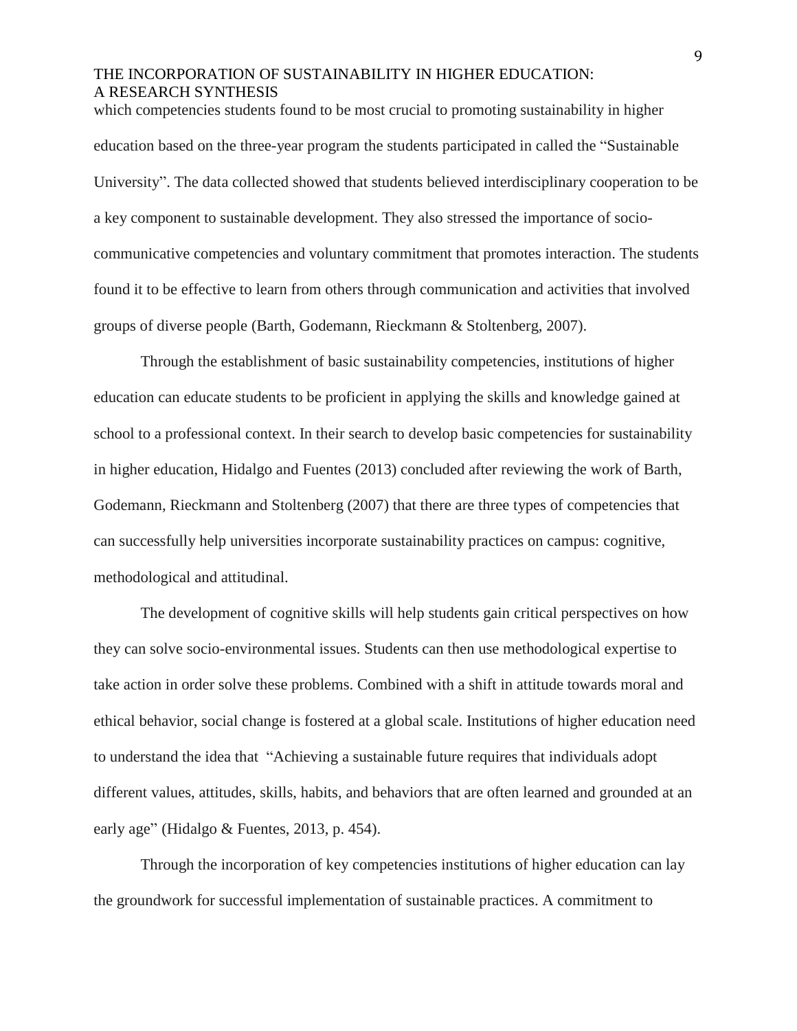which competencies students found to be most crucial to promoting sustainability in higher education based on the three-year program the students participated in called the "Sustainable University". The data collected showed that students believed interdisciplinary cooperation to be a key component to sustainable development. They also stressed the importance of socio-communicative competencies and voluntary commitment that promotes interaction. The students found it to be effective to learn from others through communication and activities that involved groups of diverse people (Barth, Godemann, Rieckmann & Stoltenberg, 2007).

Through the establishment of basic sustainability competencies, institutions of higher education can educate students to be proficient in applying the skills and knowledge gained at school to a professional context. In their search to develop basic competencies for sustainability in higher education, Hidalgo and Fuentes (2013) concluded after reviewing the work of Barth, Godemann, Rieckmann and Stoltenberg (2007) that there are three types of competencies that can successfully help universities incorporate sustainability practices on campus: cognitive, methodological and attitudinal.

The development of cognitive skills will help students gain critical perspectives on how they can solve socio-environmental issues. Students can then use methodological expertise to take action in order solve these problems. Combined with a shift in attitude towards moral and ethical behavior, social change is fostered at a global scale. Institutions of higher education need to understand the idea that "Achieving a sustainable future requires that individuals adopt different values, attitudes, skills, habits, and behaviors that are often learned and grounded at an early age" (Hidalgo & Fuentes, 2013, p. 454).

Through the incorporation of key competencies institutions of higher education can lay the groundwork for successful implementation of sustainable practices. A commitment to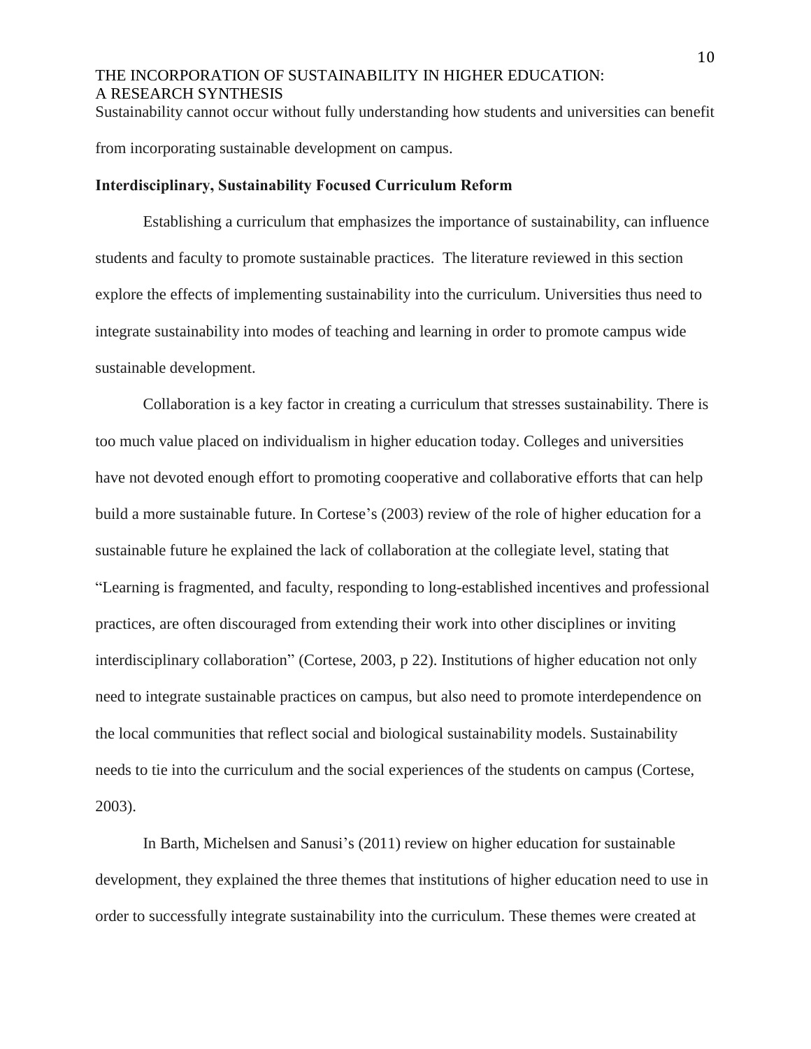Sustainability cannot occur without fully understanding how students and universities can benefit from incorporating sustainable development on campus.

**Interdisciplinary, Sustainability Focused Curriculum Reform**

Establishing a curriculum that emphasizes the importance of sustainability, can influence students and faculty to promote sustainable practices. The literature reviewed in this section explore the effects of implementing sustainability into the curriculum. Universities thus need to integrate sustainability into modes of teaching and learning in order to promote campus wide sustainable development.

Collaboration is a key factor in creating a curriculum that stresses sustainability. There is too much value placed on individualism in higher education today. Colleges and universities have not devoted enough effort to promoting cooperative and collaborative efforts that can help build a more sustainable future. In Cortese's (2003) review of the role of higher education for a sustainable future he explained the lack of collaboration at the collegiate level, stating that "Learning is fragmented, and faculty, responding to long-established incentives and professional practices, are often discouraged from extending their work into other disciplines or inviting interdisciplinary collaboration" (Cortese, 2003, p 22). Institutions of higher education not only need to integrate sustainable practices on campus, but also need to promote interdependence on the local communities that reflect social and biological sustainability models. Sustainability needs to tie into the curriculum and the social experiences of the students on campus (Cortese, 2003).

In Barth, Michelsen and Sanusi's (2011) review on higher education for sustainable development, they explained the three themes that institutions of higher education need to use in order to successfully integrate sustainability into the curriculum. These themes were created at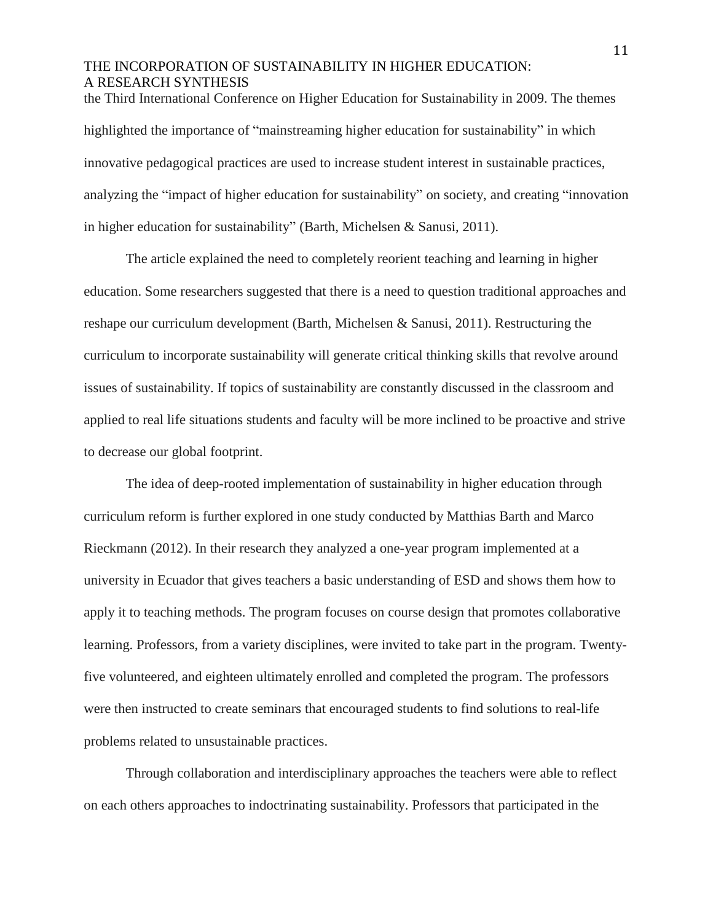the Third International Conference on Higher Education for Sustainability in 2009. The themes highlighted the importance of "mainstreaming higher education for sustainability" in which innovative pedagogical practices are used to increase student interest in sustainable practices, analyzing the "impact of higher education for sustainability" on society, and creating "innovation in higher education for sustainability" (Barth, Michelsen & Sanusi, 2011).

The article explained the need to completely reorient teaching and learning in higher education. Some researchers suggested that there is a need to question traditional approaches and reshape our curriculum development (Barth, Michelsen & Sanusi, 2011). Restructuring the curriculum to incorporate sustainability will generate critical thinking skills that revolve around issues of sustainability. If topics of sustainability are constantly discussed in the classroom and applied to real life situations students and faculty will be more inclined to be proactive and strive to decrease our global footprint.

The idea of deep-rooted implementation of sustainability in higher education through curriculum reform is further explored in one study conducted by Matthias Barth and Marco Rieckmann (2012). In their research they analyzed a one-year program implemented at a university in Ecuador that gives teachers a basic understanding of ESD and shows them how to apply it to teaching methods. The program focuses on course design that promotes collaborative learning. Professors, from a variety disciplines, were invited to take part in the program. Twenty-five volunteered, and eighteen ultimately enrolled and completed the program. The professors were then instructed to create seminars that encouraged students to find solutions to real-life problems related to unsustainable practices.

Through collaboration and interdisciplinary approaches the teachers were able to reflect on each others approaches to indoctrinating sustainability. Professors that participated in the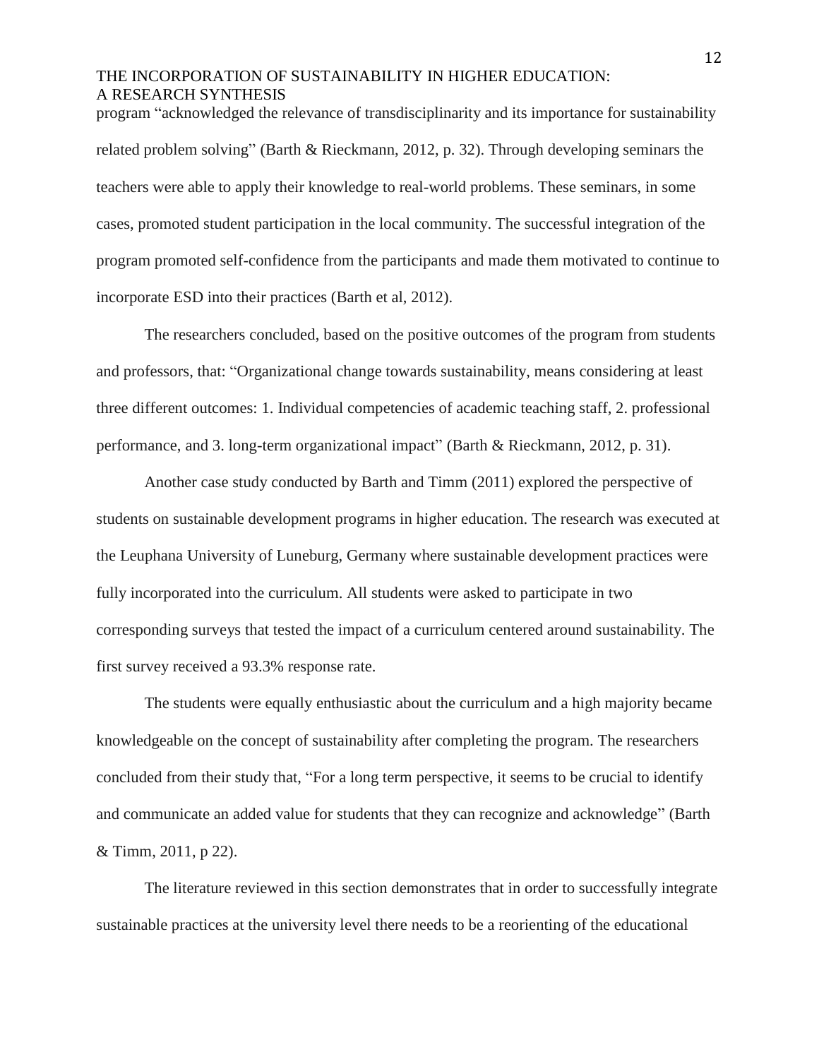program "acknowledged the relevance of transdisciplinarity and its importance for sustainability related problem solving" (Barth & Rieckmann, 2012, p. 32). Through developing seminars the teachers were able to apply their knowledge to real-world problems. These seminars, in some cases, promoted student participation in the local community. The successful integration of the program promoted self-confidence from the participants and made them motivated to continue to incorporate ESD into their practices (Barth et al, 2012).

The researchers concluded, based on the positive outcomes of the program from students and professors, that: "Organizational change towards sustainability, means considering at least three different outcomes: 1. Individual competencies of academic teaching staff, 2. professional performance, and 3. long-term organizational impact" (Barth & Rieckmann, 2012, p. 31).

Another case study conducted by Barth and Timm (2011) explored the perspective of students on sustainable development programs in higher education. The research was executed at the Leuphana University of Luneburg, Germany where sustainable development practices were fully incorporated into the curriculum. All students were asked to participate in two corresponding surveys that tested the impact of a curriculum centered around sustainability. The first survey received a 93.3% response rate.

The students were equally enthusiastic about the curriculum and a high majority became knowledgeable on the concept of sustainability after completing the program. The researchers concluded from their study that, "For a long term perspective, it seems to be crucial to identify and communicate an added value for students that they can recognize and acknowledge" (Barth & Timm, 2011, p 22).

The literature reviewed in this section demonstrates that in order to successfully integrate sustainable practices at the university level there needs to be a reorienting of the educational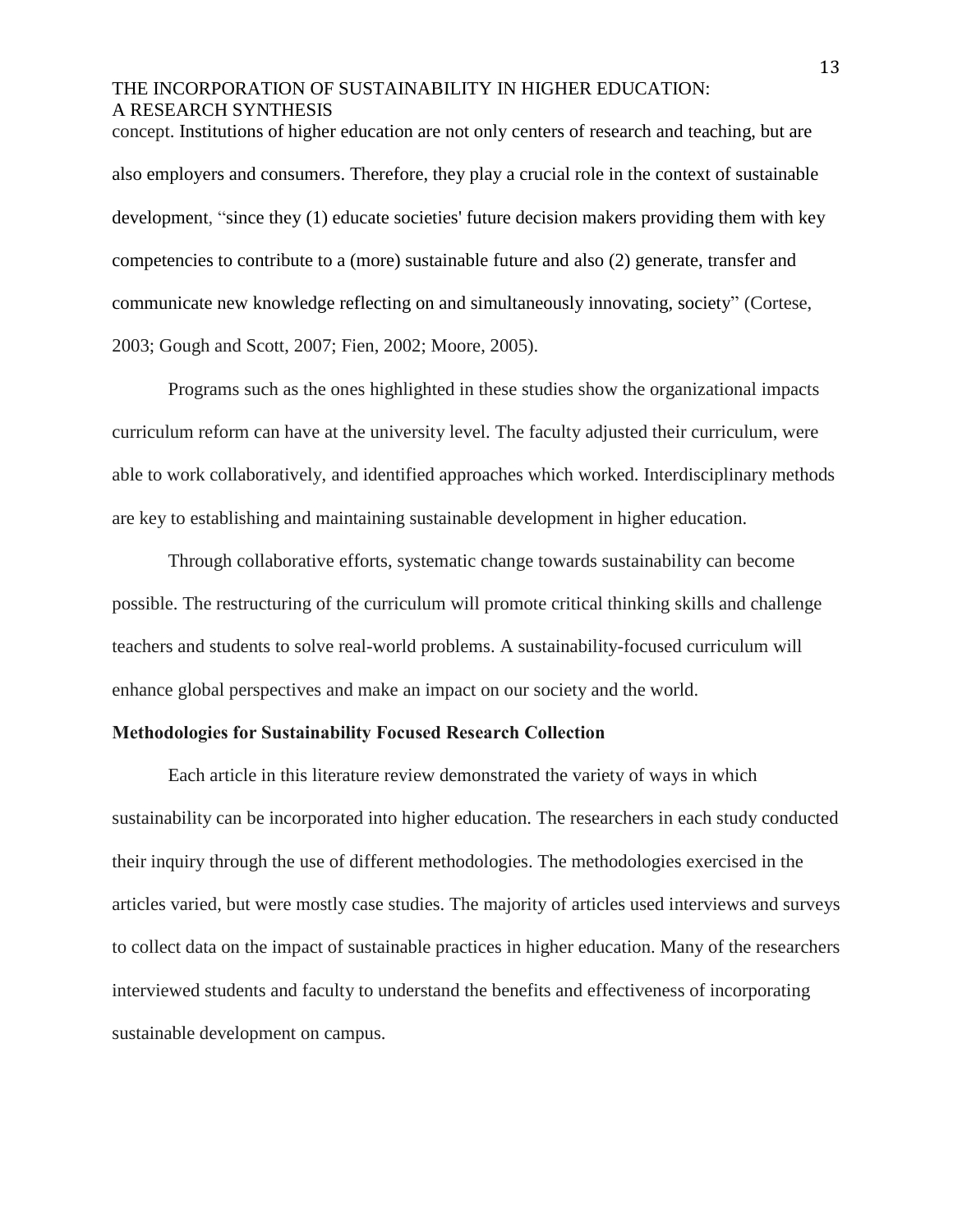concept. Institutions of higher education are not only centers of research and teaching, but are also employers and consumers. Therefore, they play a crucial role in the context of sustainable development, "since they (1) educate societies' future decision makers providing them with key competencies to contribute to a (more) sustainable future and also (2) generate, transfer and communicate new knowledge reflecting on and simultaneously innovating, society" (Cortese, 2003; Gough and Scott, 2007; Fien, 2002; Moore, 2005).

Programs such as the ones highlighted in these studies show the organizational impacts curriculum reform can have at the university level. The faculty adjusted their curriculum, were able to work collaboratively, and identified approaches which worked. Interdisciplinary methods are key to establishing and maintaining sustainable development in higher education.

Through collaborative efforts, systematic change towards sustainability can become possible. The restructuring of the curriculum will promote critical thinking skills and challenge teachers and students to solve real-world problems. A sustainability-focused curriculum will enhance global perspectives and make an impact on our society and the world.

**Methodologies for Sustainability Focused Research Collection**

Each article in this literature review demonstrated the variety of ways in which sustainability can be incorporated into higher education. The researchers in each study conducted their inquiry through the use of different methodologies. The methodologies exercised in the articles varied, but were mostly case studies. The majority of articles used interviews and surveys to collect data on the impact of sustainable practices in higher education. Many of the researchers interviewed students and faculty to understand the benefits and effectiveness of incorporating sustainable development on campus.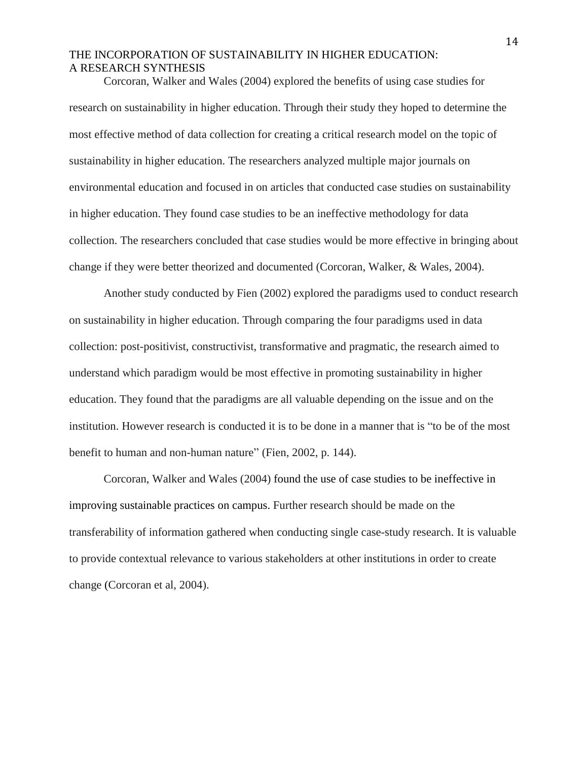Corcoran, Walker and Wales (2004) explored the benefits of using case studies for research on sustainability in higher education. Through their study they hoped to determine the most effective method of data collection for creating a critical research model on the topic of sustainability in higher education. The researchers analyzed multiple major journals on environmental education and focused in on articles that conducted case studies on sustainability in higher education. They found case studies to be an ineffective methodology for data collection. The researchers concluded that case studies would be more effective in bringing about change if they were better theorized and documented (Corcoran, Walker, & Wales, 2004).

Another study conducted by Fien (2002) explored the paradigms used to conduct research on sustainability in higher education. Through comparing the four paradigms used in data collection: post-positivist, constructivist, transformative and pragmatic, the research aimed to understand which paradigm would be most effective in promoting sustainability in higher education. They found that the paradigms are all valuable depending on the issue and on the institution. However research is conducted it is to be done in a manner that is "to be of the most benefit to human and non-human nature" (Fien, 2002, p. 144).

Corcoran, Walker and Wales (2004) found the use of case studies to be ineffective in improving sustainable practices on campus. Further research should be made on the transferability of information gathered when conducting single case-study research. It is valuable to provide contextual relevance to various stakeholders at other institutions in order to create change (Corcoran et al, 2004).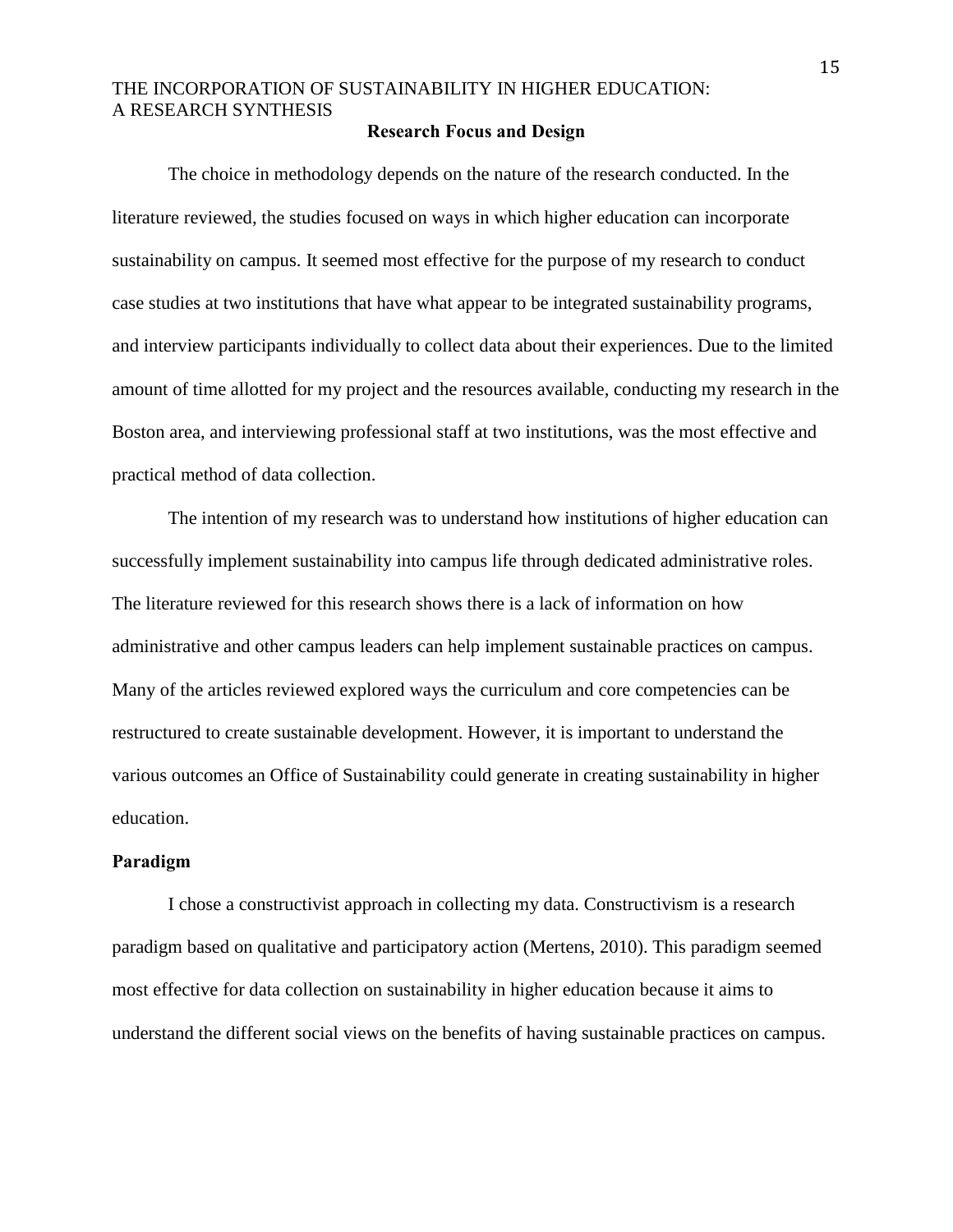## Research Focus and Design

The choice in methodology depends on the nature of the research conducted. In the literature reviewed, the studies focused on ways in which higher education can incorporate sustainability on campus. It seemed most effective for the purpose of my research to conduct case studies at two institutions that have what appear to be integrated sustainability programs, and interview participants individually to collect data about their experiences. Due to the limited amount of time allotted for my project and the resources available, conducting my research in the Boston area, and interviewing professional staff at two institutions, was the most effective and practical method of data collection.

The intention of my research was to understand how institutions of higher education can successfully implement sustainability into campus life through dedicated administrative roles. The literature reviewed for this research shows there is a lack of information on how administrative and other campus leaders can help implement sustainable practices on campus. Many of the articles reviewed explored ways the curriculum and core competencies can be restructured to create sustainable development. However, it is important to understand the various outcomes an Office of Sustainability could generate in creating sustainability in higher education.

### Paradigm

I chose a constructivist approach in collecting my data. Constructivism is a research paradigm based on qualitative and participatory action (Mertens, 2010). This paradigm seemed most effective for data collection on sustainability in higher education because it aims to understand the different social views on the benefits of having sustainable practices on campus.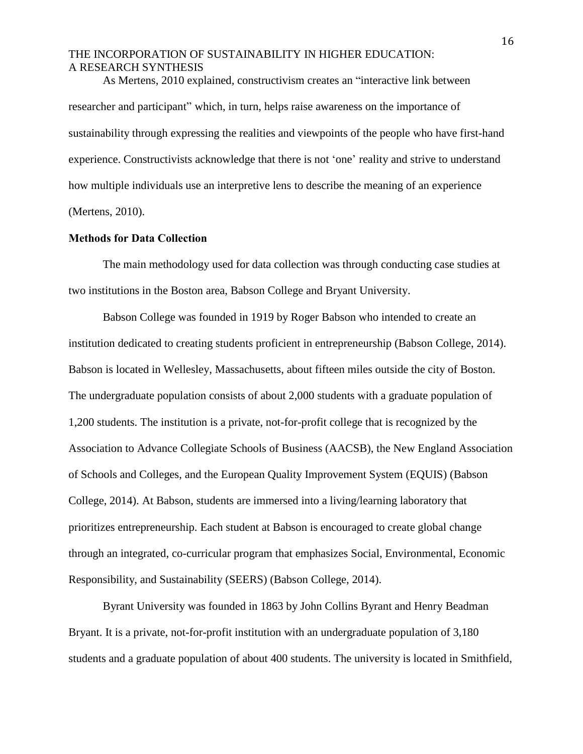As Mertens, 2010 explained, constructivism creates an "interactive link between researcher and participant" which, in turn, helps raise awareness on the importance of sustainability through expressing the realities and viewpoints of the people who have first-hand experience. Constructivists acknowledge that there is not 'one' reality and strive to understand how multiple individuals use an interpretive lens to describe the meaning of an experience (Mertens, 2010).

**Methods for Data Collection**

The main methodology used for data collection was through conducting case studies at two institutions in the Boston area, Babson College and Bryant University.

Babson College was founded in 1919 by Roger Babson who intended to create an institution dedicated to creating students proficient in entrepreneurship (Babson College, 2014). Babson is located in Wellesley, Massachusetts, about fifteen miles outside the city of Boston. The undergraduate population consists of about 2,000 students with a graduate population of 1,200 students. The institution is a private, not-for-profit college that is recognized by the Association to Advance Collegiate Schools of Business (AACSB), the New England Association of Schools and Colleges, and the European Quality Improvement System (EQUIS) (Babson College, 2014). At Babson, students are immersed into a living/learning laboratory that prioritizes entrepreneurship. Each student at Babson is encouraged to create global change through an integrated, co-curricular program that emphasizes Social, Environmental, Economic Responsibility, and Sustainability (SEERS) (Babson College, 2014).

Byrant University was founded in 1863 by John Collins Byrant and Henry Beadman Bryant. It is a private, not-for-profit institution with an undergraduate population of 3,180 students and a graduate population of about 400 students. The university is located in Smithfield,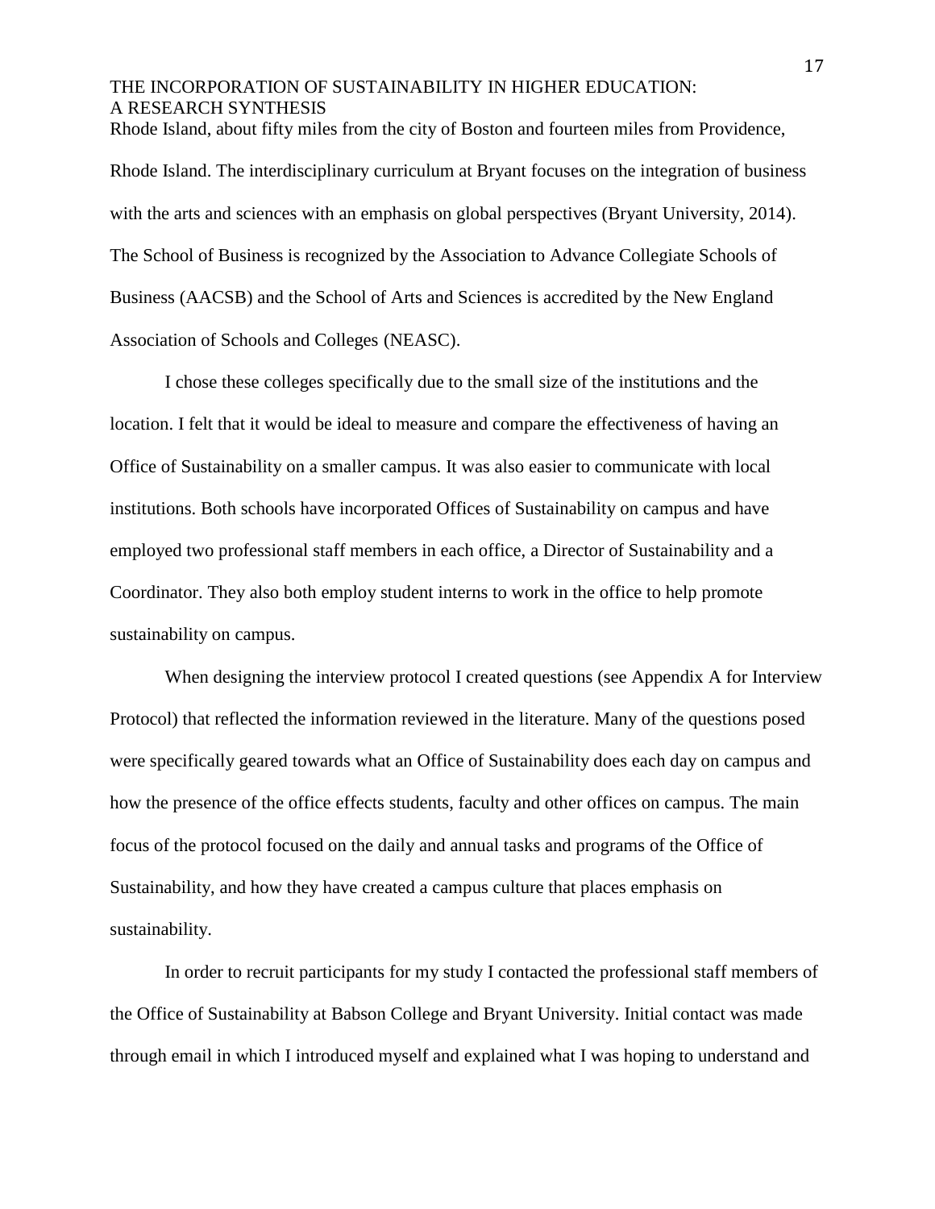Rhode Island, about fifty miles from the city of Boston and fourteen miles from Providence, Rhode Island. The interdisciplinary curriculum at Bryant focuses on the integration of business with the arts and sciences with an emphasis on global perspectives (Bryant University, 2014). The School of Business is recognized by the Association to Advance Collegiate Schools of Business (AACSB) and the School of Arts and Sciences is accredited by the New England Association of Schools and Colleges (NEASC).

I chose these colleges specifically due to the small size of the institutions and the location. I felt that it would be ideal to measure and compare the effectiveness of having an Office of Sustainability on a smaller campus. It was also easier to communicate with local institutions. Both schools have incorporated Offices of Sustainability on campus and have employed two professional staff members in each office, a Director of Sustainability and a Coordinator. They also both employ student interns to work in the office to help promote sustainability on campus.

When designing the interview protocol I created questions (see Appendix A for Interview Protocol) that reflected the information reviewed in the literature. Many of the questions posed were specifically geared towards what an Office of Sustainability does each day on campus and how the presence of the office effects students, faculty and other offices on campus. The main focus of the protocol focused on the daily and annual tasks and programs of the Office of Sustainability, and how they have created a campus culture that places emphasis on sustainability.

In order to recruit participants for my study I contacted the professional staff members of the Office of Sustainability at Babson College and Bryant University. Initial contact was made through email in which I introduced myself and explained what I was hoping to understand and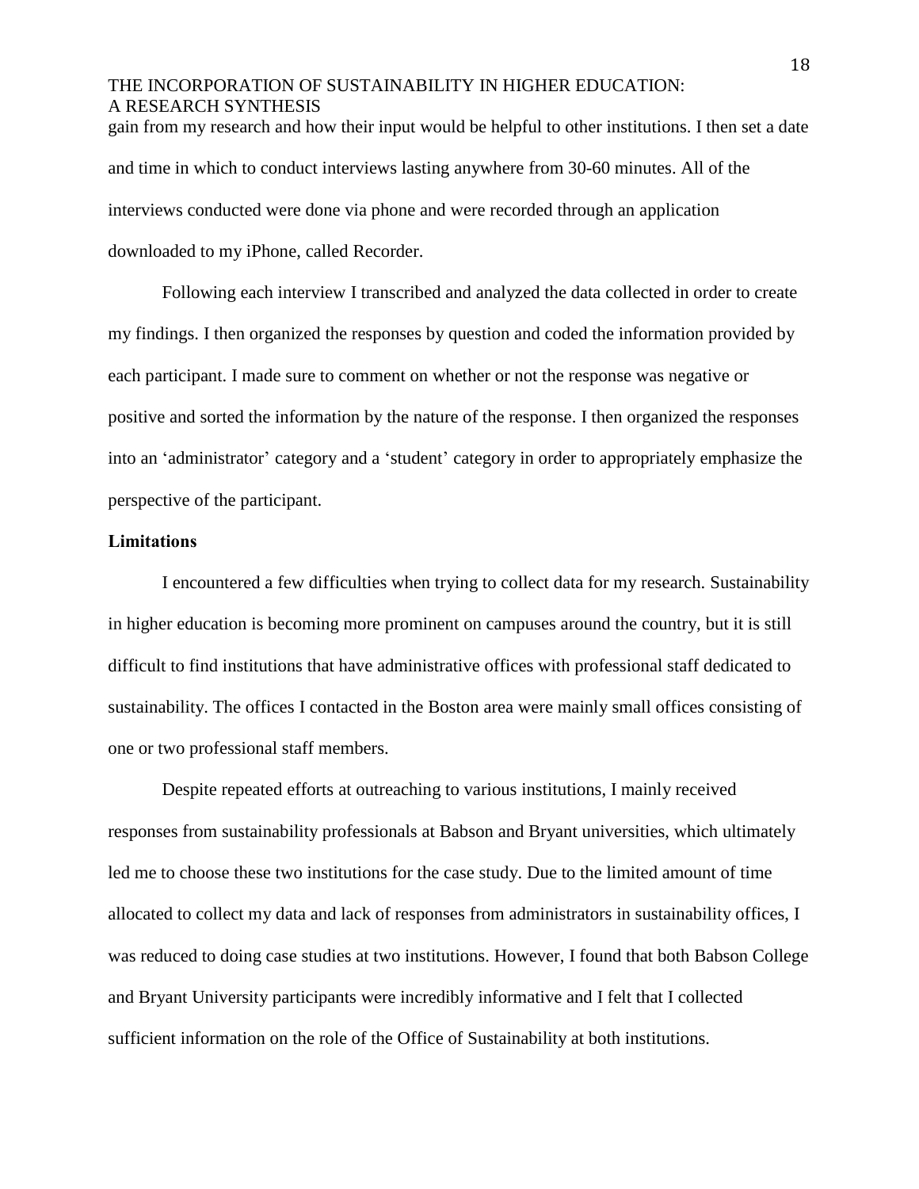gain from my research and how their input would be helpful to other institutions. I then set a date and time in which to conduct interviews lasting anywhere from 30-60 minutes. All of the interviews conducted were done via phone and were recorded through an application downloaded to my iPhone, called Recorder.

Following each interview I transcribed and analyzed the data collected in order to create my findings. I then organized the responses by question and coded the information provided by each participant. I made sure to comment on whether or not the response was negative or positive and sorted the information by the nature of the response. I then organized the responses into an 'administrator' category and a 'student' category in order to appropriately emphasize the perspective of the participant.

**Limitations**

I encountered a few difficulties when trying to collect data for my research. Sustainability in higher education is becoming more prominent on campuses around the country, but it is still difficult to find institutions that have administrative offices with professional staff dedicated to sustainability. The offices I contacted in the Boston area were mainly small offices consisting of one or two professional staff members.

Despite repeated efforts at outreaching to various institutions, I mainly received responses from sustainability professionals at Babson and Bryant universities, which ultimately led me to choose these two institutions for the case study. Due to the limited amount of time allocated to collect my data and lack of responses from administrators in sustainability offices, I was reduced to doing case studies at two institutions. However, I found that both Babson College and Bryant University participants were incredibly informative and I felt that I collected sufficient information on the role of the Office of Sustainability at both institutions.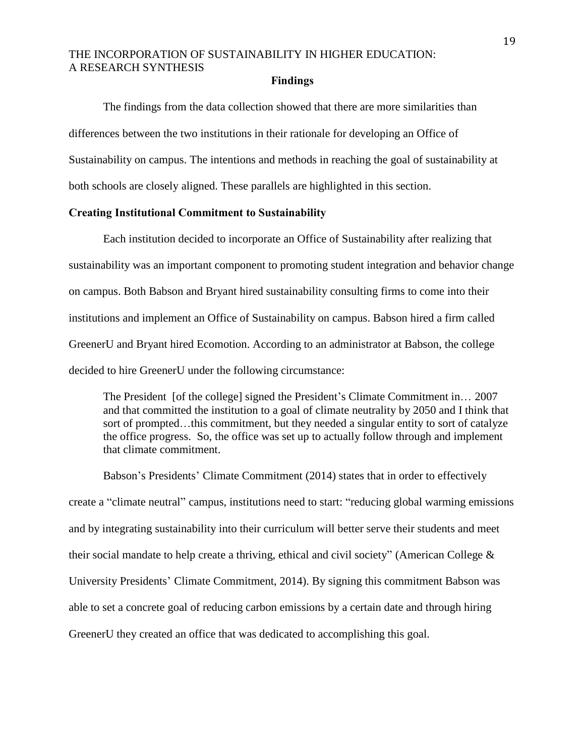## Findings

The findings from the data collection showed that there are more similarities than differences between the two institutions in their rationale for developing an Office of Sustainability on campus. The intentions and methods in reaching the goal of sustainability at both schools are closely aligned. These parallels are highlighted in this section.

### Creating Institutional Commitment to Sustainability

Each institution decided to incorporate an Office of Sustainability after realizing that sustainability was an important component to promoting student integration and behavior change on campus. Both Babson and Bryant hired sustainability consulting firms to come into their institutions and implement an Office of Sustainability on campus. Babson hired a firm called GreenerU and Bryant hired Ecomotion. According to an administrator at Babson, the college decided to hire GreenerU under the following circumstance:

> The President [of the college] signed the President's Climate Commitment in… 2007 and that committed the institution to a goal of climate neutrality by 2050 and I think that sort of prompted…this commitment, but they needed a singular entity to sort of catalyze the office progress. So, the office was set up to actually follow through and implement that climate commitment.

Babson's Presidents' Climate Commitment (2014) states that in order to effectively create a "climate neutral" campus, institutions need to start: "reducing global warming emissions and by integrating sustainability into their curriculum will better serve their students and meet their social mandate to help create a thriving, ethical and civil society" (American College & University Presidents' Climate Commitment, 2014). By signing this commitment Babson was able to set a concrete goal of reducing carbon emissions by a certain date and through hiring GreenerU they created an office that was dedicated to accomplishing this goal.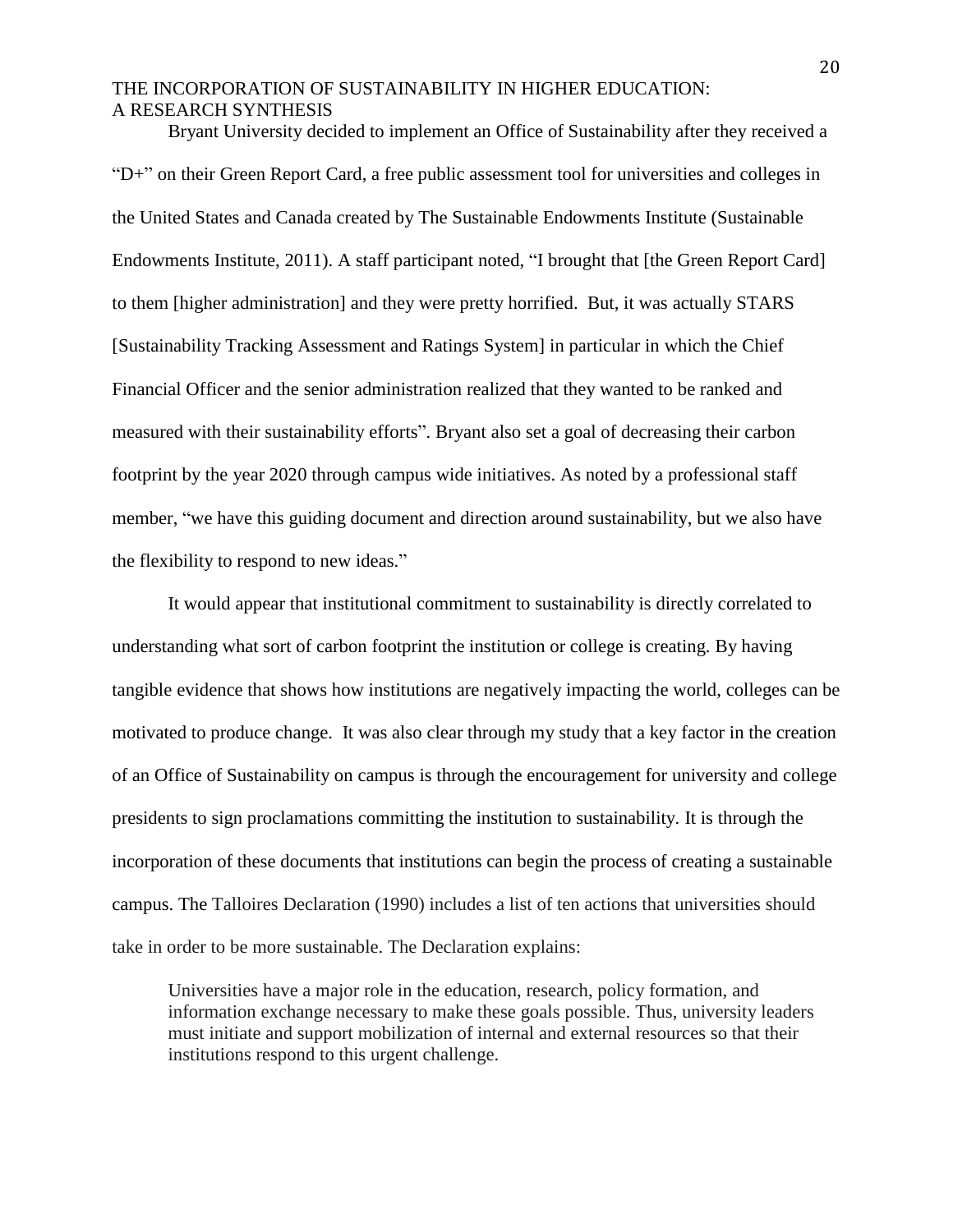Bryant University decided to implement an Office of Sustainability after they received a "D+" on their Green Report Card, a free public assessment tool for universities and colleges in the United States and Canada created by The Sustainable Endowments Institute (Sustainable Endowments Institute, 2011). A staff participant noted, "I brought that [the Green Report Card] to them [higher administration] and they were pretty horrified. But, it was actually STARS [Sustainability Tracking Assessment and Ratings System] in particular in which the Chief Financial Officer and the senior administration realized that they wanted to be ranked and measured with their sustainability efforts". Bryant also set a goal of decreasing their carbon footprint by the year 2020 through campus wide initiatives. As noted by a professional staff member, "we have this guiding document and direction around sustainability, but we also have the flexibility to respond to new ideas."

It would appear that institutional commitment to sustainability is directly correlated to understanding what sort of carbon footprint the institution or college is creating. By having tangible evidence that shows how institutions are negatively impacting the world, colleges can be motivated to produce change. It was also clear through my study that a key factor in the creation of an Office of Sustainability on campus is through the encouragement for university and college presidents to sign proclamations committing the institution to sustainability. It is through the incorporation of these documents that institutions can begin the process of creating a sustainable campus. The Talloires Declaration (1990) includes a list of ten actions that universities should take in order to be more sustainable. The Declaration explains:

> Universities have a major role in the education, research, policy formation, and information exchange necessary to make these goals possible. Thus, university leaders must initiate and support mobilization of internal and external resources so that their institutions respond to this urgent challenge.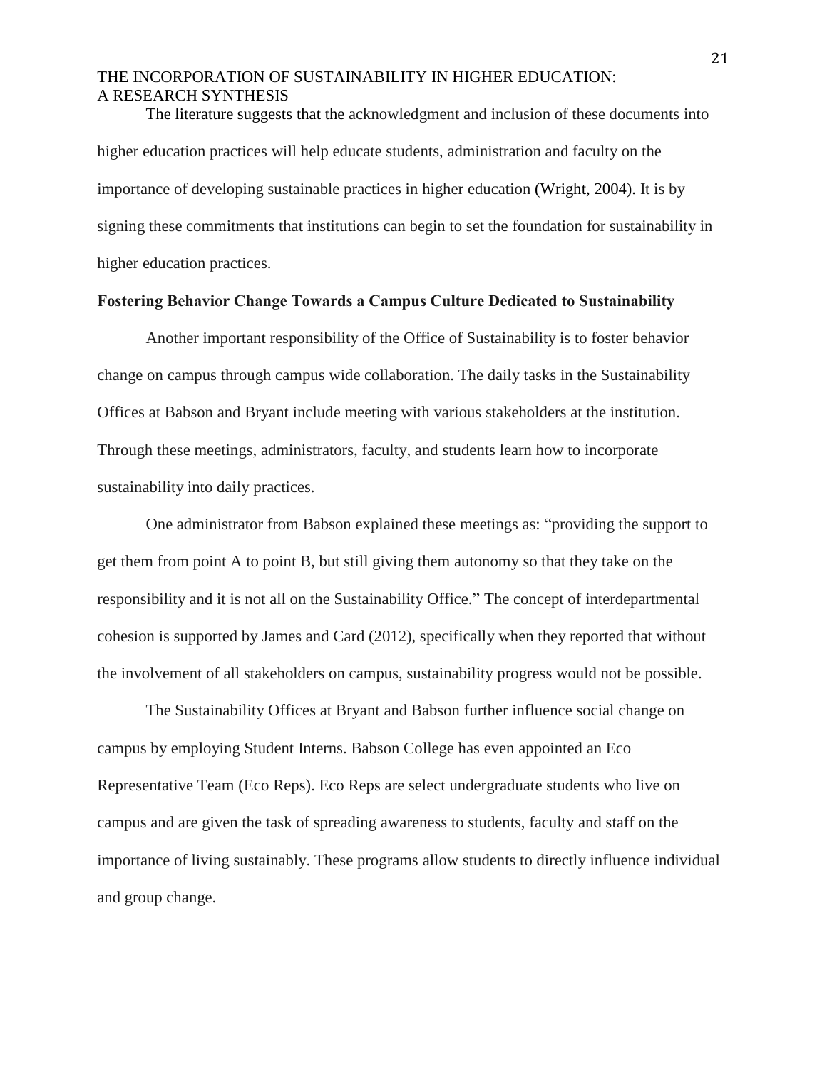The literature suggests that the acknowledgment and inclusion of these documents into higher education practices will help educate students, administration and faculty on the importance of developing sustainable practices in higher education (Wright, 2004). It is by signing these commitments that institutions can begin to set the foundation for sustainability in higher education practices.

**Fostering Behavior Change Towards a Campus Culture Dedicated to Sustainability**

Another important responsibility of the Office of Sustainability is to foster behavior change on campus through campus wide collaboration. The daily tasks in the Sustainability Offices at Babson and Bryant include meeting with various stakeholders at the institution. Through these meetings, administrators, faculty, and students learn how to incorporate sustainability into daily practices.

One administrator from Babson explained these meetings as: "providing the support to get them from point A to point B, but still giving them autonomy so that they take on the responsibility and it is not all on the Sustainability Office." The concept of interdepartmental cohesion is supported by James and Card (2012), specifically when they reported that without the involvement of all stakeholders on campus, sustainability progress would not be possible.

The Sustainability Offices at Bryant and Babson further influence social change on campus by employing Student Interns. Babson College has even appointed an Eco Representative Team (Eco Reps). Eco Reps are select undergraduate students who live on campus and are given the task of spreading awareness to students, faculty and staff on the importance of living sustainably. These programs allow students to directly influence individual and group change.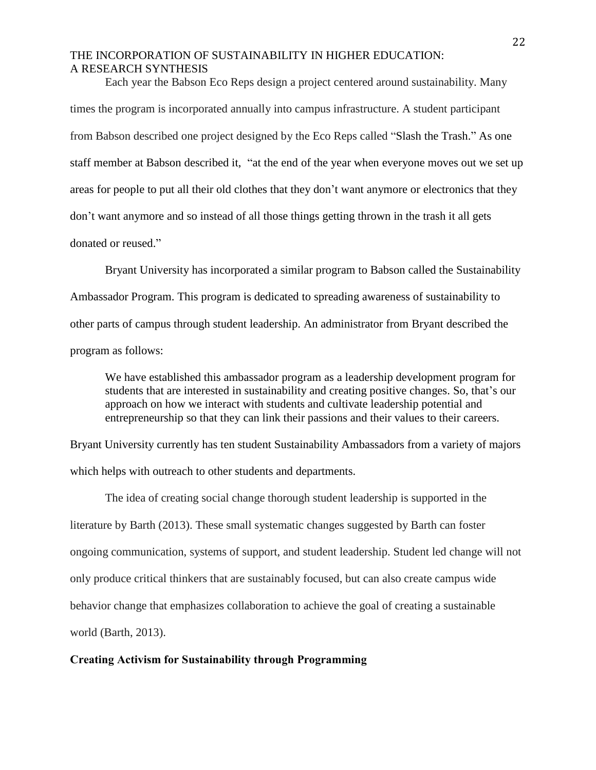Each year the Babson Eco Reps design a project centered around sustainability. Many times the program is incorporated annually into campus infrastructure. A student participant from Babson described one project designed by the Eco Reps called "Slash the Trash." As one staff member at Babson described it, "at the end of the year when everyone moves out we set up areas for people to put all their old clothes that they don't want anymore or electronics that they don't want anymore and so instead of all those things getting thrown in the trash it all gets donated or reused."

Bryant University has incorporated a similar program to Babson called the Sustainability Ambassador Program. This program is dedicated to spreading awareness of sustainability to other parts of campus through student leadership. An administrator from Bryant described the program as follows:

> We have established this ambassador program as a leadership development program for students that are interested in sustainability and creating positive changes. So, that's our approach on how we interact with students and cultivate leadership potential and entrepreneurship so that they can link their passions and their values to their careers.

Bryant University currently has ten student Sustainability Ambassadors from a variety of majors which helps with outreach to other students and departments.

The idea of creating social change thorough student leadership is supported in the literature by Barth (2013). These small systematic changes suggested by Barth can foster ongoing communication, systems of support, and student leadership. Student led change will not only produce critical thinkers that are sustainably focused, but can also create campus wide behavior change that emphasizes collaboration to achieve the goal of creating a sustainable world (Barth, 2013).

**Creating Activism for Sustainability through Programming**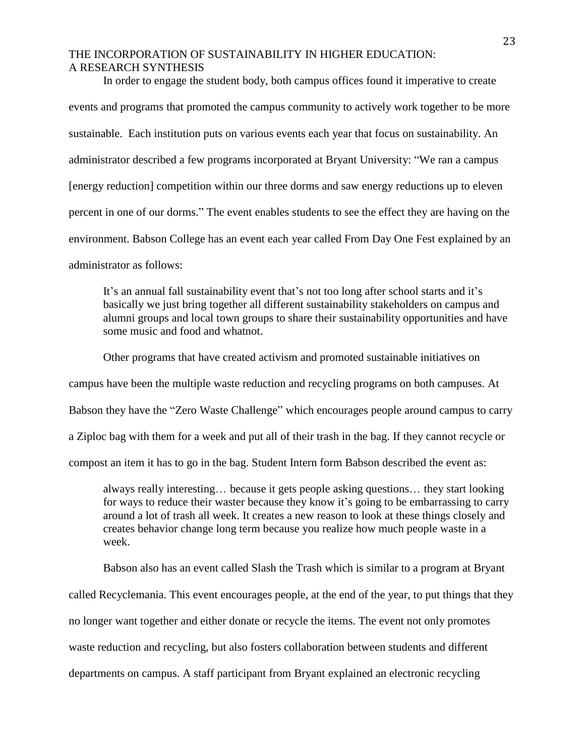In order to engage the student body, both campus offices found it imperative to create events and programs that promoted the campus community to actively work together to be more sustainable. Each institution puts on various events each year that focus on sustainability. An administrator described a few programs incorporated at Bryant University: "We ran a campus [energy reduction] competition within our three dorms and saw energy reductions up to eleven percent in one of our dorms." The event enables students to see the effect they are having on the environment. Babson College has an event each year called From Day One Fest explained by an administrator as follows:

> It's an annual fall sustainability event that's not too long after school starts and it's basically we just bring together all different sustainability stakeholders on campus and alumni groups and local town groups to share their sustainability opportunities and have some music and food and whatnot.

Other programs that have created activism and promoted sustainable initiatives on campus have been the multiple waste reduction and recycling programs on both campuses. At Babson they have the "Zero Waste Challenge" which encourages people around campus to carry a Ziploc bag with them for a week and put all of their trash in the bag. If they cannot recycle or compost an item it has to go in the bag. Student Intern form Babson described the event as:

> always really interesting… because it gets people asking questions… they start looking for ways to reduce their waster because they know it's going to be embarrassing to carry around a lot of trash all week. It creates a new reason to look at these things closely and creates behavior change long term because you realize how much people waste in a week.

Babson also has an event called Slash the Trash which is similar to a program at Bryant called Recyclemania. This event encourages people, at the end of the year, to put things that they no longer want together and either donate or recycle the items. The event not only promotes waste reduction and recycling, but also fosters collaboration between students and different departments on campus. A staff participant from Bryant explained an electronic recycling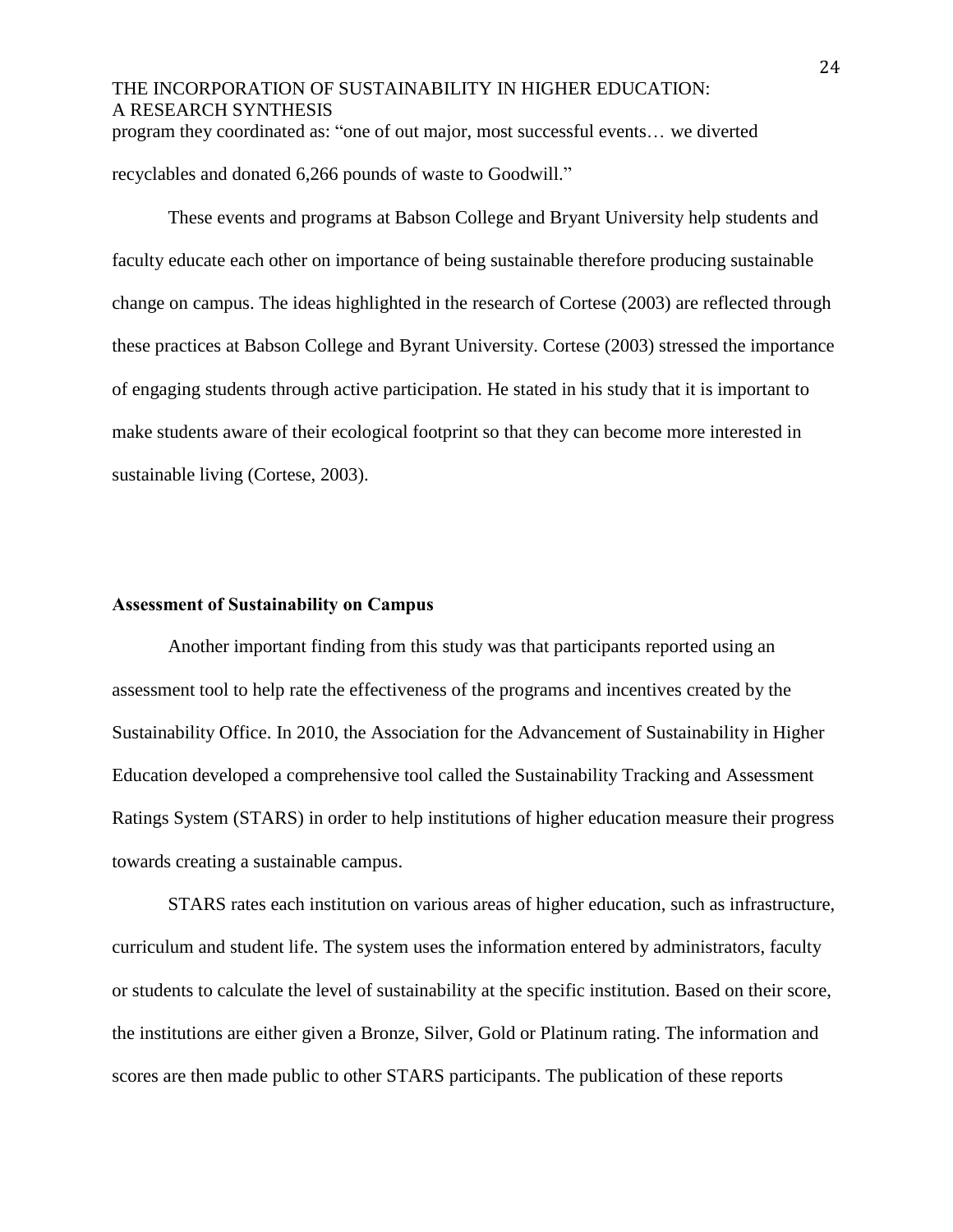program they coordinated as: "one of out major, most successful events… we diverted recyclables and donated 6,266 pounds of waste to Goodwill."

These events and programs at Babson College and Bryant University help students and faculty educate each other on importance of being sustainable therefore producing sustainable change on campus. The ideas highlighted in the research of Cortese (2003) are reflected through these practices at Babson College and Byrant University. Cortese (2003) stressed the importance of engaging students through active participation. He stated in his study that it is important to make students aware of their ecological footprint so that they can become more interested in sustainable living (Cortese, 2003).

**Assessment of Sustainability on Campus**

Another important finding from this study was that participants reported using an assessment tool to help rate the effectiveness of the programs and incentives created by the Sustainability Office. In 2010, the Association for the Advancement of Sustainability in Higher Education developed a comprehensive tool called the Sustainability Tracking and Assessment Ratings System (STARS) in order to help institutions of higher education measure their progress towards creating a sustainable campus.

STARS rates each institution on various areas of higher education, such as infrastructure, curriculum and student life. The system uses the information entered by administrators, faculty or students to calculate the level of sustainability at the specific institution. Based on their score, the institutions are either given a Bronze, Silver, Gold or Platinum rating. The information and scores are then made public to other STARS participants. The publication of these reports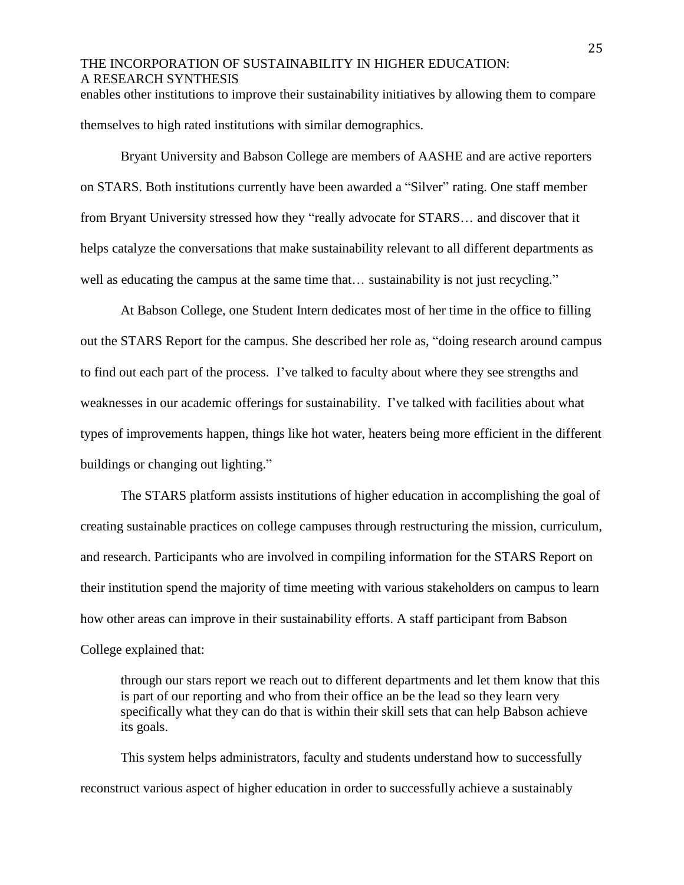enables other institutions to improve their sustainability initiatives by allowing them to compare themselves to high rated institutions with similar demographics.

Bryant University and Babson College are members of AASHE and are active reporters on STARS. Both institutions currently have been awarded a "Silver" rating. One staff member from Bryant University stressed how they "really advocate for STARS… and discover that it helps catalyze the conversations that make sustainability relevant to all different departments as well as educating the campus at the same time that… sustainability is not just recycling."

At Babson College, one Student Intern dedicates most of her time in the office to filling out the STARS Report for the campus. She described her role as, "doing research around campus to find out each part of the process. I've talked to faculty about where they see strengths and weaknesses in our academic offerings for sustainability. I've talked with facilities about what types of improvements happen, things like hot water, heaters being more efficient in the different buildings or changing out lighting."

The STARS platform assists institutions of higher education in accomplishing the goal of creating sustainable practices on college campuses through restructuring the mission, curriculum, and research. Participants who are involved in compiling information for the STARS Report on their institution spend the majority of time meeting with various stakeholders on campus to learn how other areas can improve in their sustainability efforts. A staff participant from Babson College explained that:

> through our stars report we reach out to different departments and let them know that this is part of our reporting and who from their office an be the lead so they learn very specifically what they can do that is within their skill sets that can help Babson achieve its goals.

This system helps administrators, faculty and students understand how to successfully reconstruct various aspect of higher education in order to successfully achieve a sustainably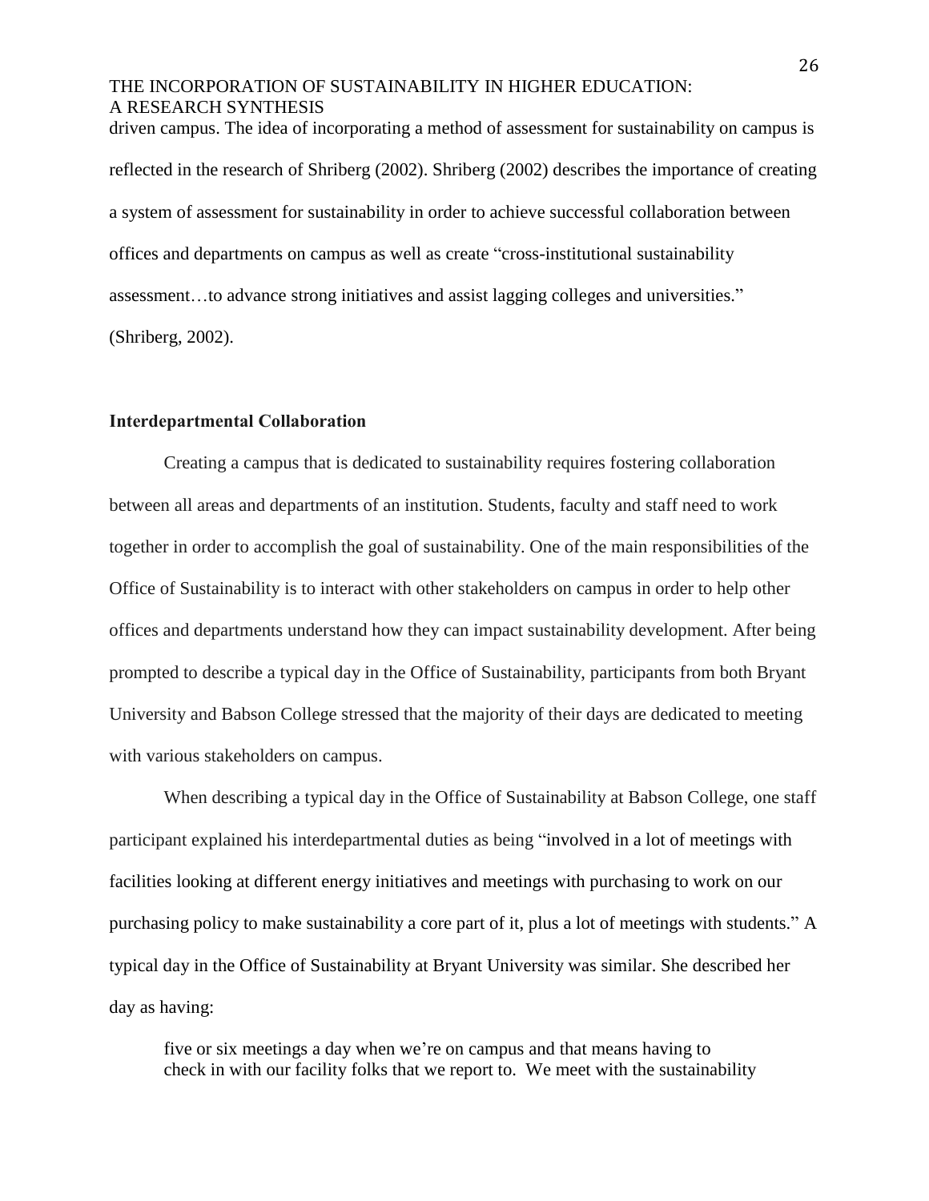driven campus. The idea of incorporating a method of assessment for sustainability on campus is reflected in the research of Shriberg (2002). Shriberg (2002) describes the importance of creating a system of assessment for sustainability in order to achieve successful collaboration between offices and departments on campus as well as create "cross-institutional sustainability assessment…to advance strong initiatives and assist lagging colleges and universities." (Shriberg, 2002).

**Interdepartmental Collaboration**

Creating a campus that is dedicated to sustainability requires fostering collaboration between all areas and departments of an institution. Students, faculty and staff need to work together in order to accomplish the goal of sustainability. One of the main responsibilities of the Office of Sustainability is to interact with other stakeholders on campus in order to help other offices and departments understand how they can impact sustainability development. After being prompted to describe a typical day in the Office of Sustainability, participants from both Bryant University and Babson College stressed that the majority of their days are dedicated to meeting with various stakeholders on campus.

When describing a typical day in the Office of Sustainability at Babson College, one staff participant explained his interdepartmental duties as being "involved in a lot of meetings with facilities looking at different energy initiatives and meetings with purchasing to work on our purchasing policy to make sustainability a core part of it, plus a lot of meetings with students." A typical day in the Office of Sustainability at Bryant University was similar. She described her day as having:

> five or six meetings a day when we're on campus and that means having to check in with our facility folks that we report to. We meet with the sustainability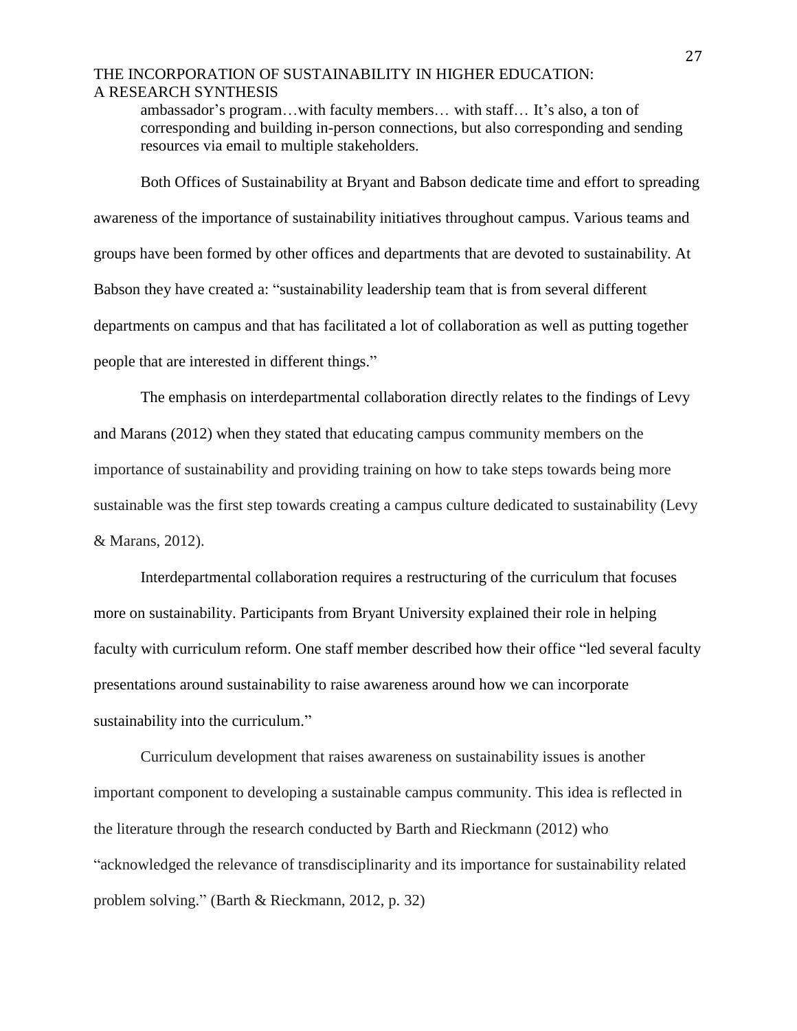> ambassador's program…with faculty members… with staff… It's also, a ton of corresponding and building in-person connections, but also corresponding and sending resources via email to multiple stakeholders.

Both Offices of Sustainability at Bryant and Babson dedicate time and effort to spreading awareness of the importance of sustainability initiatives throughout campus. Various teams and groups have been formed by other offices and departments that are devoted to sustainability. At Babson they have created a: "sustainability leadership team that is from several different departments on campus and that has facilitated a lot of collaboration as well as putting together people that are interested in different things."

The emphasis on interdepartmental collaboration directly relates to the findings of Levy and Marans (2012) when they stated that educating campus community members on the importance of sustainability and providing training on how to take steps towards being more sustainable was the first step towards creating a campus culture dedicated to sustainability (Levy & Marans, 2012).

Interdepartmental collaboration requires a restructuring of the curriculum that focuses more on sustainability. Participants from Bryant University explained their role in helping faculty with curriculum reform. One staff member described how their office "led several faculty presentations around sustainability to raise awareness around how we can incorporate sustainability into the curriculum."

Curriculum development that raises awareness on sustainability issues is another important component to developing a sustainable campus community. This idea is reflected in the literature through the research conducted by Barth and Rieckmann (2012) who "acknowledged the relevance of transdisciplinarity and its importance for sustainability related problem solving." (Barth & Rieckmann, 2012, p. 32)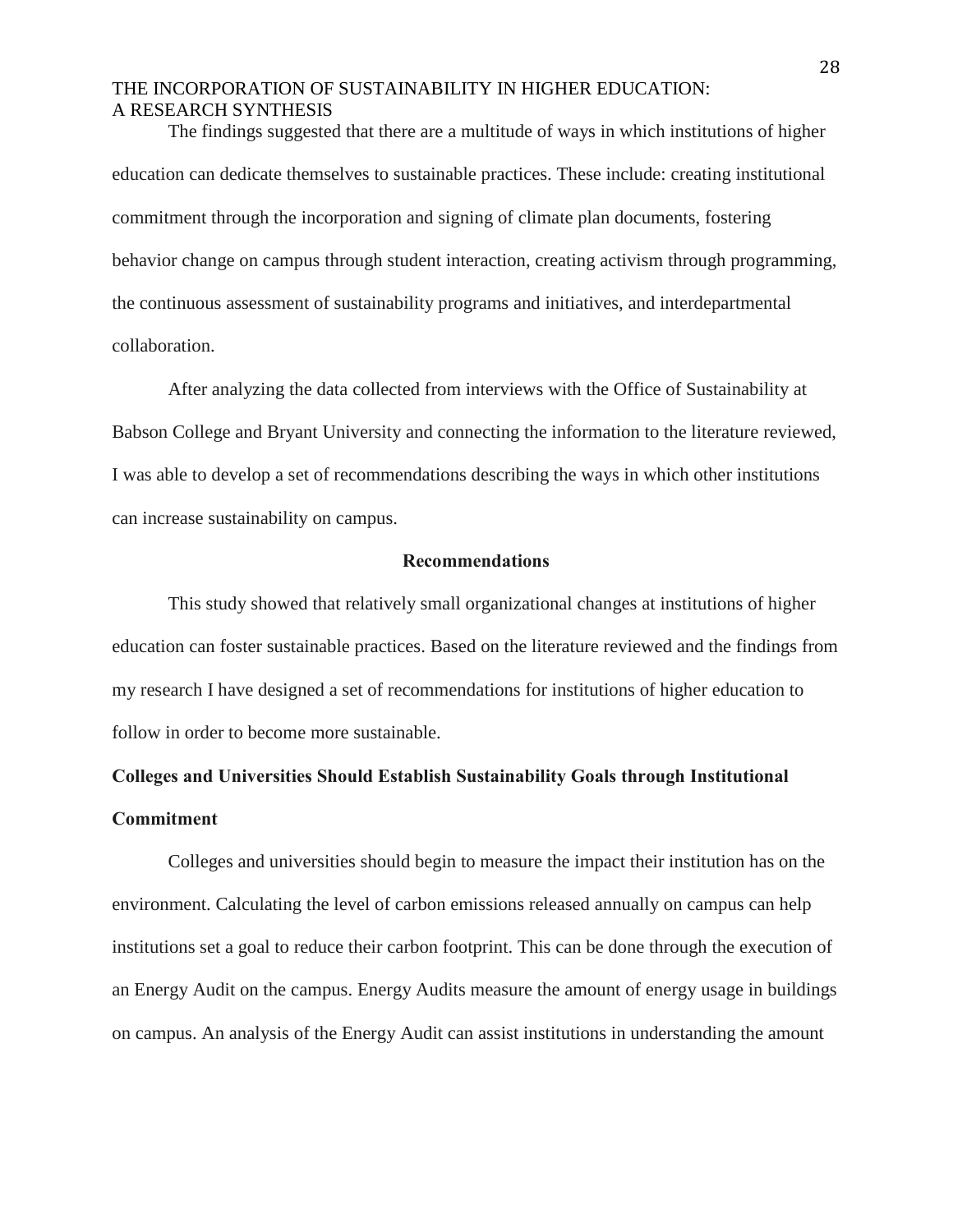The findings suggested that there are a multitude of ways in which institutions of higher education can dedicate themselves to sustainable practices. These include: creating institutional commitment through the incorporation and signing of climate plan documents, fostering behavior change on campus through student interaction, creating activism through programming, the continuous assessment of sustainability programs and initiatives, and interdepartmental collaboration.

After analyzing the data collected from interviews with the Office of Sustainability at Babson College and Bryant University and connecting the information to the literature reviewed, I was able to develop a set of recommendations describing the ways in which other institutions can increase sustainability on campus.

## Recommendations

This study showed that relatively small organizational changes at institutions of higher education can foster sustainable practices. Based on the literature reviewed and the findings from my research I have designed a set of recommendations for institutions of higher education to follow in order to become more sustainable.

### Colleges and Universities Should Establish Sustainability Goals through Institutional Commitment

Colleges and universities should begin to measure the impact their institution has on the environment. Calculating the level of carbon emissions released annually on campus can help institutions set a goal to reduce their carbon footprint. This can be done through the execution of an Energy Audit on the campus. Energy Audits measure the amount of energy usage in buildings on campus. An analysis of the Energy Audit can assist institutions in understanding the amount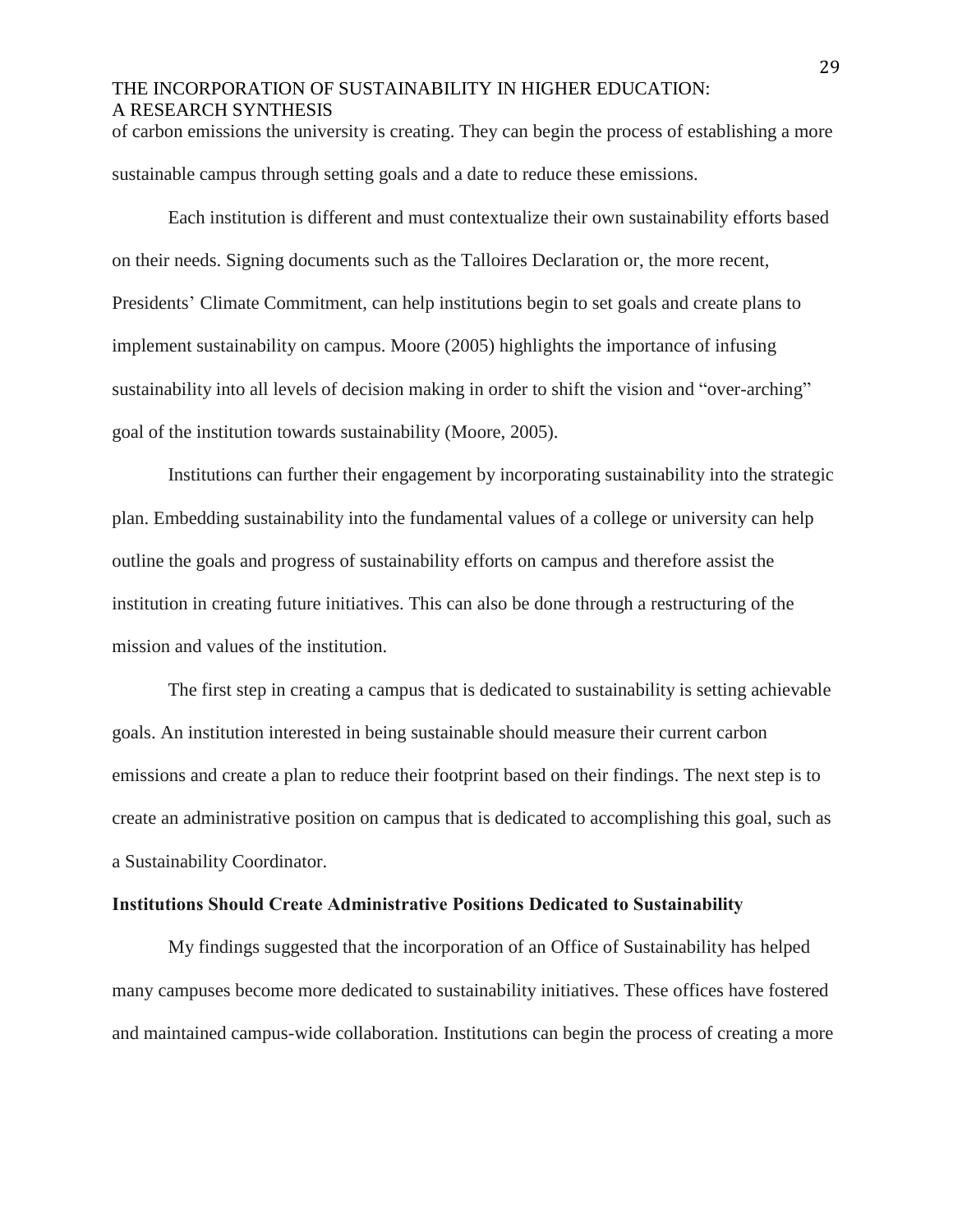of carbon emissions the university is creating. They can begin the process of establishing a more sustainable campus through setting goals and a date to reduce these emissions.

Each institution is different and must contextualize their own sustainability efforts based on their needs. Signing documents such as the Talloires Declaration or, the more recent, Presidents' Climate Commitment, can help institutions begin to set goals and create plans to implement sustainability on campus. Moore (2005) highlights the importance of infusing sustainability into all levels of decision making in order to shift the vision and "over-arching" goal of the institution towards sustainability (Moore, 2005).

Institutions can further their engagement by incorporating sustainability into the strategic plan. Embedding sustainability into the fundamental values of a college or university can help outline the goals and progress of sustainability efforts on campus and therefore assist the institution in creating future initiatives. This can also be done through a restructuring of the mission and values of the institution.

The first step in creating a campus that is dedicated to sustainability is setting achievable goals. An institution interested in being sustainable should measure their current carbon emissions and create a plan to reduce their footprint based on their findings. The next step is to create an administrative position on campus that is dedicated to accomplishing this goal, such as a Sustainability Coordinator.

**Institutions Should Create Administrative Positions Dedicated to Sustainability**

My findings suggested that the incorporation of an Office of Sustainability has helped many campuses become more dedicated to sustainability initiatives. These offices have fostered and maintained campus-wide collaboration. Institutions can begin the process of creating a more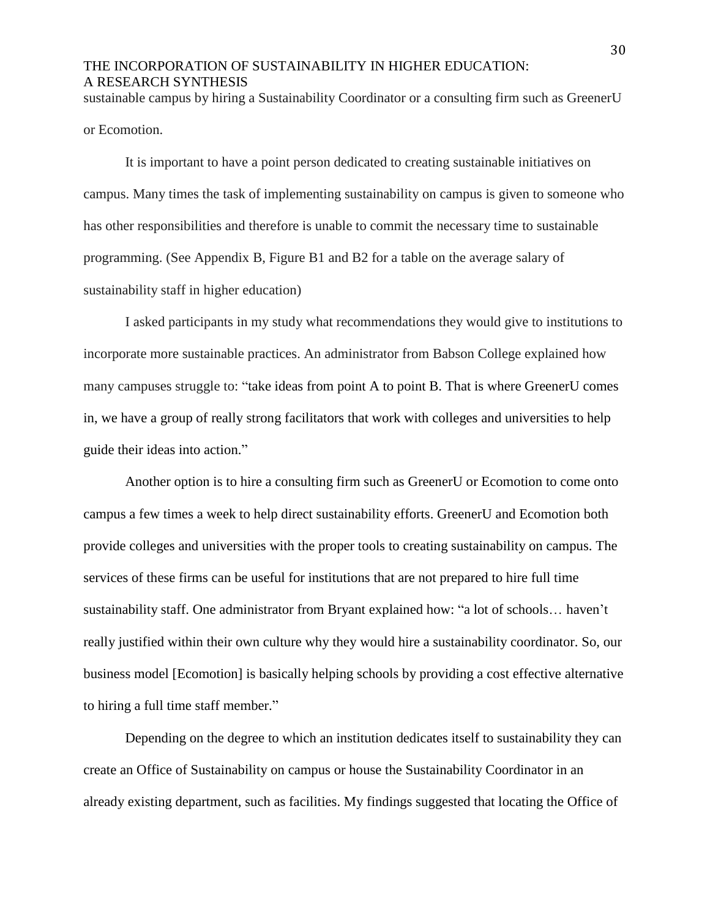sustainable campus by hiring a Sustainability Coordinator or a consulting firm such as GreenerU or Ecomotion.

It is important to have a point person dedicated to creating sustainable initiatives on campus. Many times the task of implementing sustainability on campus is given to someone who has other responsibilities and therefore is unable to commit the necessary time to sustainable programming. (See Appendix B, Figure B1 and B2 for a table on the average salary of sustainability staff in higher education)

I asked participants in my study what recommendations they would give to institutions to incorporate more sustainable practices. An administrator from Babson College explained how many campuses struggle to: "take ideas from point A to point B. That is where GreenerU comes in, we have a group of really strong facilitators that work with colleges and universities to help guide their ideas into action."

Another option is to hire a consulting firm such as GreenerU or Ecomotion to come onto campus a few times a week to help direct sustainability efforts. GreenerU and Ecomotion both provide colleges and universities with the proper tools to creating sustainability on campus. The services of these firms can be useful for institutions that are not prepared to hire full time sustainability staff. One administrator from Bryant explained how: "a lot of schools… haven't really justified within their own culture why they would hire a sustainability coordinator. So, our business model [Ecomotion] is basically helping schools by providing a cost effective alternative to hiring a full time staff member."

Depending on the degree to which an institution dedicates itself to sustainability they can create an Office of Sustainability on campus or house the Sustainability Coordinator in an already existing department, such as facilities. My findings suggested that locating the Office of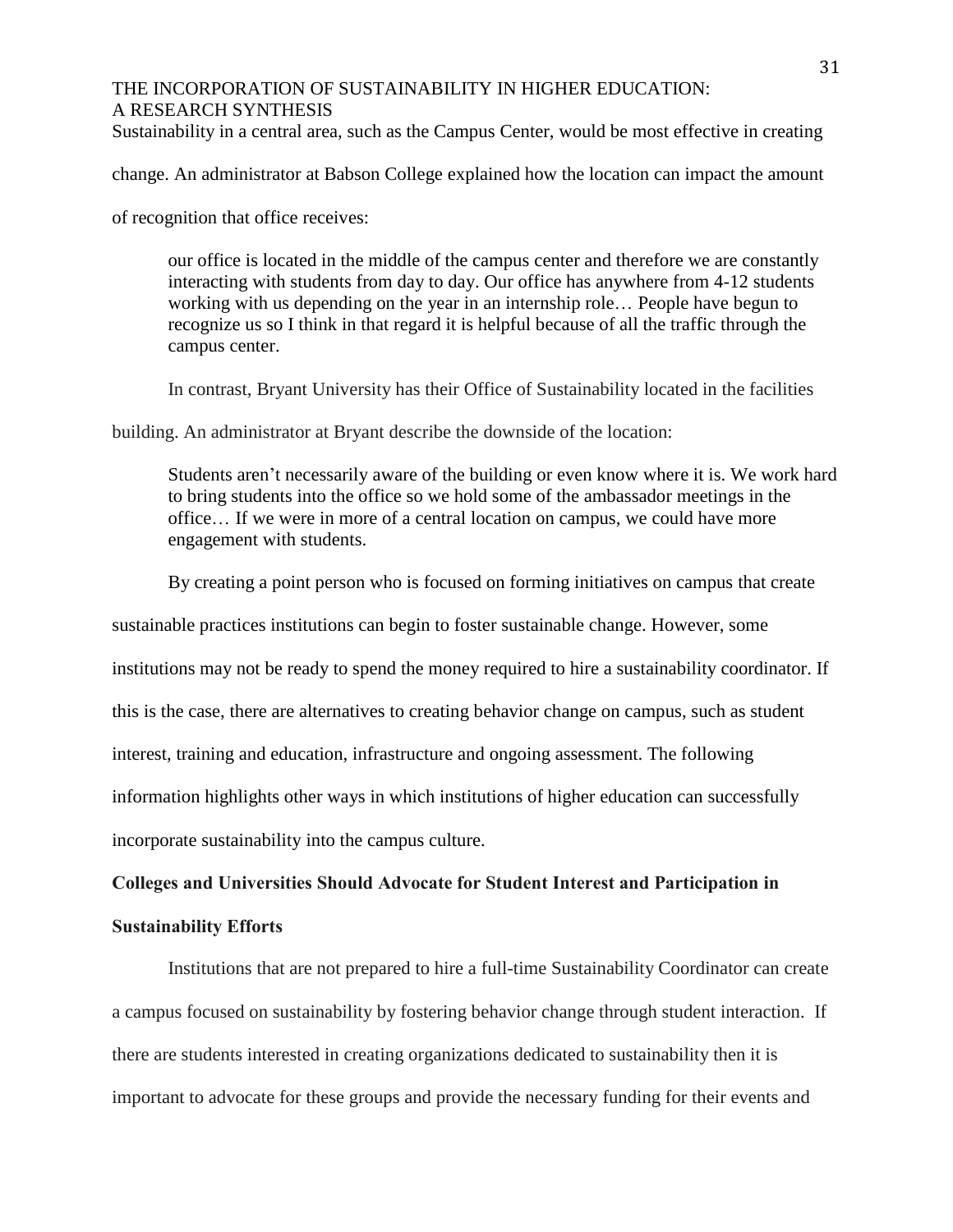Sustainability in a central area, such as the Campus Center, would be most effective in creating change. An administrator at Babson College explained how the location can impact the amount of recognition that office receives:

> our office is located in the middle of the campus center and therefore we are constantly interacting with students from day to day. Our office has anywhere from 4-12 students working with us depending on the year in an internship role… People have begun to recognize us so I think in that regard it is helpful because of all the traffic through the campus center.

In contrast, Bryant University has their Office of Sustainability located in the facilities building. An administrator at Bryant describe the downside of the location:

> Students aren't necessarily aware of the building or even know where it is. We work hard to bring students into the office so we hold some of the ambassador meetings in the office… If we were in more of a central location on campus, we could have more engagement with students.

By creating a point person who is focused on forming initiatives on campus that create sustainable practices institutions can begin to foster sustainable change. However, some institutions may not be ready to spend the money required to hire a sustainability coordinator. If this is the case, there are alternatives to creating behavior change on campus, such as student interest, training and education, infrastructure and ongoing assessment. The following information highlights other ways in which institutions of higher education can successfully incorporate sustainability into the campus culture.

**Colleges and Universities Should Advocate for Student Interest and Participation in Sustainability Efforts**

Institutions that are not prepared to hire a full-time Sustainability Coordinator can create a campus focused on sustainability by fostering behavior change through student interaction. If there are students interested in creating organizations dedicated to sustainability then it is important to advocate for these groups and provide the necessary funding for their events and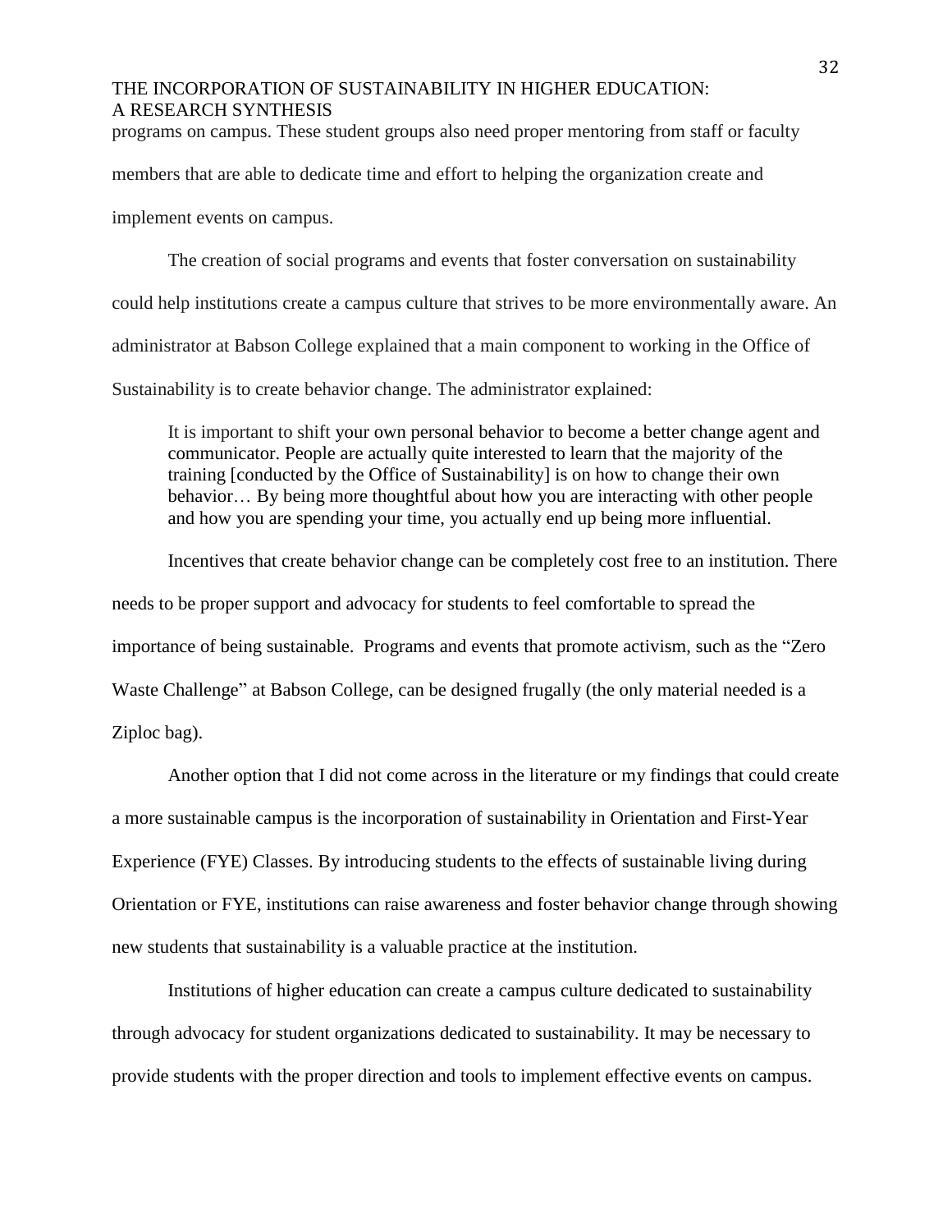programs on campus. These student groups also need proper mentoring from staff or faculty members that are able to dedicate time and effort to helping the organization create and implement events on campus.

The creation of social programs and events that foster conversation on sustainability could help institutions create a campus culture that strives to be more environmentally aware. An administrator at Babson College explained that a main component to working in the Office of Sustainability is to create behavior change. The administrator explained:

> It is important to shift your own personal behavior to become a better change agent and communicator. People are actually quite interested to learn that the majority of the training [conducted by the Office of Sustainability] is on how to change their own behavior… By being more thoughtful about how you are interacting with other people and how you are spending your time, you actually end up being more influential.

Incentives that create behavior change can be completely cost free to an institution. There needs to be proper support and advocacy for students to feel comfortable to spread the importance of being sustainable. Programs and events that promote activism, such as the "Zero Waste Challenge" at Babson College, can be designed frugally (the only material needed is a Ziploc bag).

Another option that I did not come across in the literature or my findings that could create a more sustainable campus is the incorporation of sustainability in Orientation and First-Year Experience (FYE) Classes. By introducing students to the effects of sustainable living during Orientation or FYE, institutions can raise awareness and foster behavior change through showing new students that sustainability is a valuable practice at the institution.

Institutions of higher education can create a campus culture dedicated to sustainability through advocacy for student organizations dedicated to sustainability. It may be necessary to provide students with the proper direction and tools to implement effective events on campus.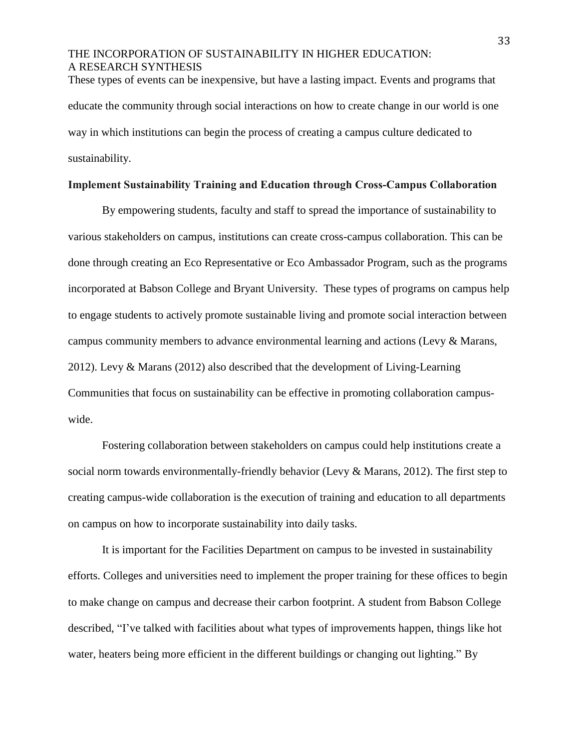These types of events can be inexpensive, but have a lasting impact. Events and programs that educate the community through social interactions on how to create change in our world is one way in which institutions can begin the process of creating a campus culture dedicated to sustainability.

**Implement Sustainability Training and Education through Cross-Campus Collaboration**

By empowering students, faculty and staff to spread the importance of sustainability to various stakeholders on campus, institutions can create cross-campus collaboration. This can be done through creating an Eco Representative or Eco Ambassador Program, such as the programs incorporated at Babson College and Bryant University. These types of programs on campus help to engage students to actively promote sustainable living and promote social interaction between campus community members to advance environmental learning and actions (Levy & Marans, 2012). Levy & Marans (2012) also described that the development of Living-Learning Communities that focus on sustainability can be effective in promoting collaboration campus-wide.

Fostering collaboration between stakeholders on campus could help institutions create a social norm towards environmentally-friendly behavior (Levy & Marans, 2012). The first step to creating campus-wide collaboration is the execution of training and education to all departments on campus on how to incorporate sustainability into daily tasks.

It is important for the Facilities Department on campus to be invested in sustainability efforts. Colleges and universities need to implement the proper training for these offices to begin to make change on campus and decrease their carbon footprint. A student from Babson College described, "I've talked with facilities about what types of improvements happen, things like hot water, heaters being more efficient in the different buildings or changing out lighting." By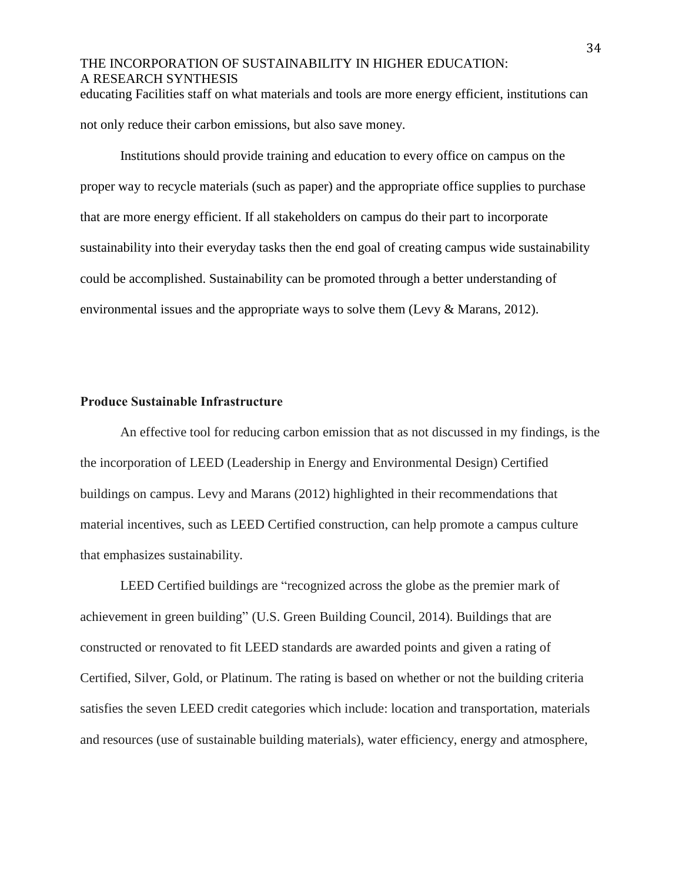educating Facilities staff on what materials and tools are more energy efficient, institutions can not only reduce their carbon emissions, but also save money.

Institutions should provide training and education to every office on campus on the proper way to recycle materials (such as paper) and the appropriate office supplies to purchase that are more energy efficient. If all stakeholders on campus do their part to incorporate sustainability into their everyday tasks then the end goal of creating campus wide sustainability could be accomplished. Sustainability can be promoted through a better understanding of environmental issues and the appropriate ways to solve them (Levy & Marans, 2012).

**Produce Sustainable Infrastructure**

An effective tool for reducing carbon emission that as not discussed in my findings, is the the incorporation of LEED (Leadership in Energy and Environmental Design) Certified buildings on campus. Levy and Marans (2012) highlighted in their recommendations that material incentives, such as LEED Certified construction, can help promote a campus culture that emphasizes sustainability.

LEED Certified buildings are "recognized across the globe as the premier mark of achievement in green building" (U.S. Green Building Council, 2014). Buildings that are constructed or renovated to fit LEED standards are awarded points and given a rating of Certified, Silver, Gold, or Platinum. The rating is based on whether or not the building criteria satisfies the seven LEED credit categories which include: location and transportation, materials and resources (use of sustainable building materials), water efficiency, energy and atmosphere,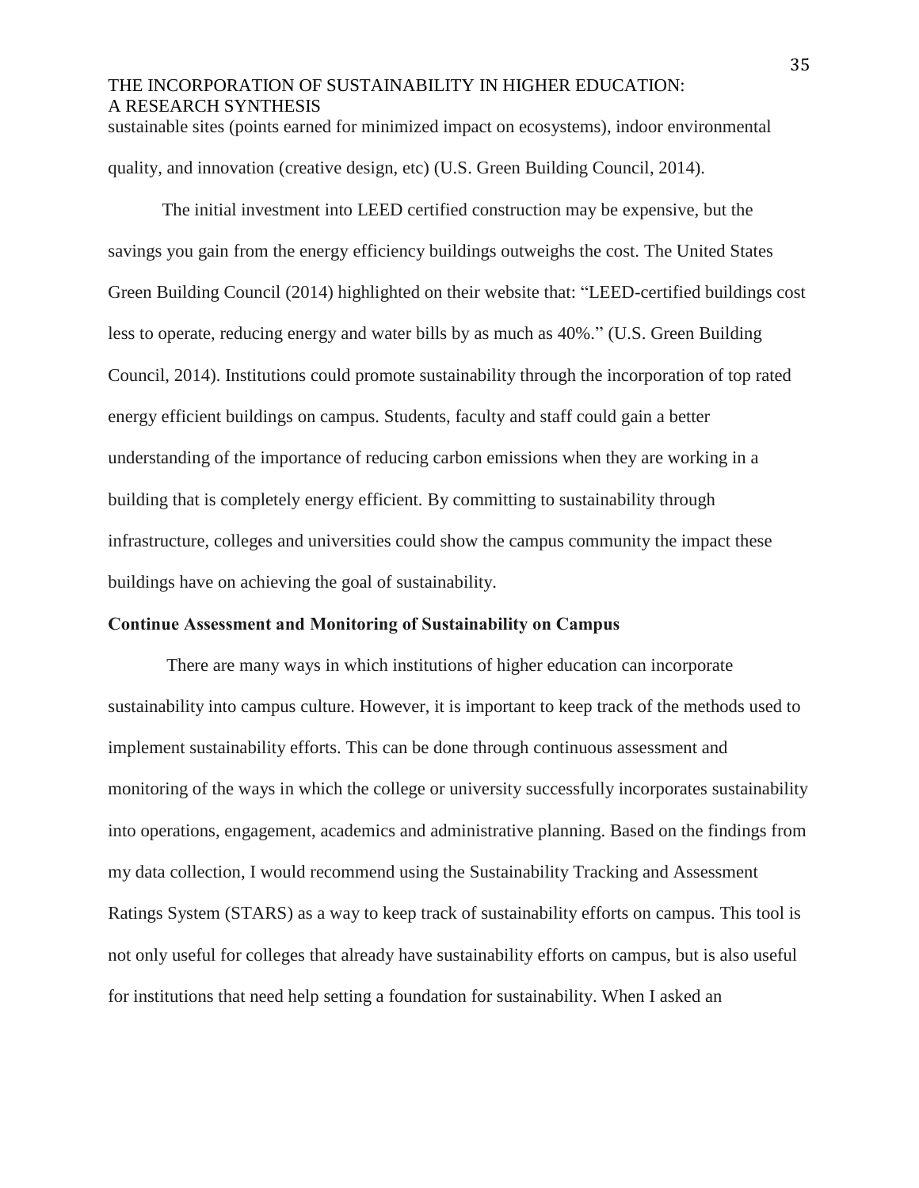sustainable sites (points earned for minimized impact on ecosystems), indoor environmental quality, and innovation (creative design, etc) (U.S. Green Building Council, 2014).

The initial investment into LEED certified construction may be expensive, but the savings you gain from the energy efficiency buildings outweighs the cost. The United States Green Building Council (2014) highlighted on their website that: "LEED-certified buildings cost less to operate, reducing energy and water bills by as much as 40%." (U.S. Green Building Council, 2014). Institutions could promote sustainability through the incorporation of top rated energy efficient buildings on campus. Students, faculty and staff could gain a better understanding of the importance of reducing carbon emissions when they are working in a building that is completely energy efficient. By committing to sustainability through infrastructure, colleges and universities could show the campus community the impact these buildings have on achieving the goal of sustainability.

**Continue Assessment and Monitoring of Sustainability on Campus**

There are many ways in which institutions of higher education can incorporate sustainability into campus culture. However, it is important to keep track of the methods used to implement sustainability efforts. This can be done through continuous assessment and monitoring of the ways in which the college or university successfully incorporates sustainability into operations, engagement, academics and administrative planning. Based on the findings from my data collection, I would recommend using the Sustainability Tracking and Assessment Ratings System (STARS) as a way to keep track of sustainability efforts on campus. This tool is not only useful for colleges that already have sustainability efforts on campus, but is also useful for institutions that need help setting a foundation for sustainability. When I asked an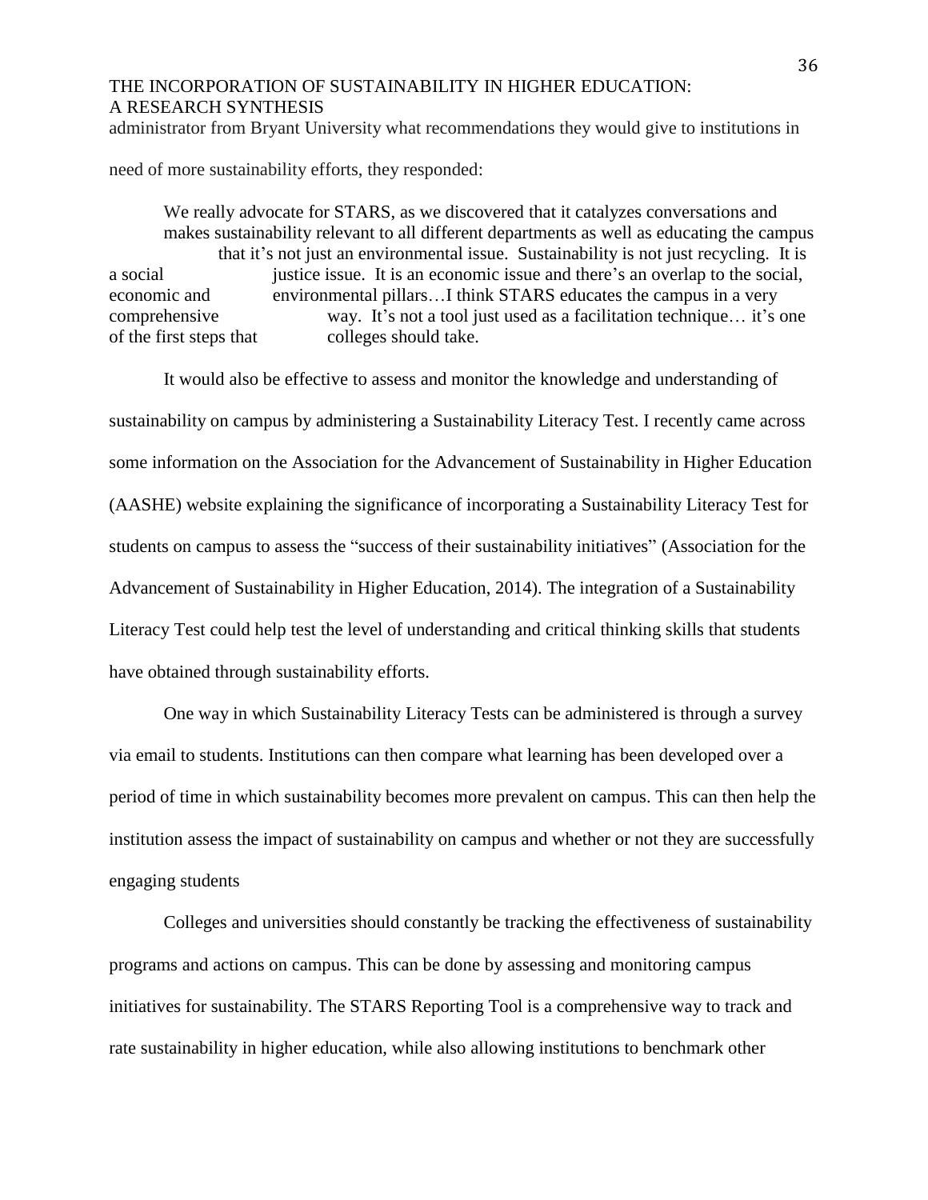administrator from Bryant University what recommendations they would give to institutions in need of more sustainability efforts, they responded:

> We really advocate for STARS, as we discovered that it catalyzes conversations and makes sustainability relevant to all different departments as well as educating the campus that it's not just an environmental issue. Sustainability is not just recycling. It is a social justice issue. It is an economic issue and there's an overlap to the social, economic and environmental pillars…I think STARS educates the campus in a very comprehensive way. It's not a tool just used as a facilitation technique… it's one of the first steps that colleges should take.

It would also be effective to assess and monitor the knowledge and understanding of sustainability on campus by administering a Sustainability Literacy Test. I recently came across some information on the Association for the Advancement of Sustainability in Higher Education (AASHE) website explaining the significance of incorporating a Sustainability Literacy Test for students on campus to assess the "success of their sustainability initiatives" (Association for the Advancement of Sustainability in Higher Education, 2014). The integration of a Sustainability Literacy Test could help test the level of understanding and critical thinking skills that students have obtained through sustainability efforts.

One way in which Sustainability Literacy Tests can be administered is through a survey via email to students. Institutions can then compare what learning has been developed over a period of time in which sustainability becomes more prevalent on campus. This can then help the institution assess the impact of sustainability on campus and whether or not they are successfully engaging students

Colleges and universities should constantly be tracking the effectiveness of sustainability programs and actions on campus. This can be done by assessing and monitoring campus initiatives for sustainability. The STARS Reporting Tool is a comprehensive way to track and rate sustainability in higher education, while also allowing institutions to benchmark other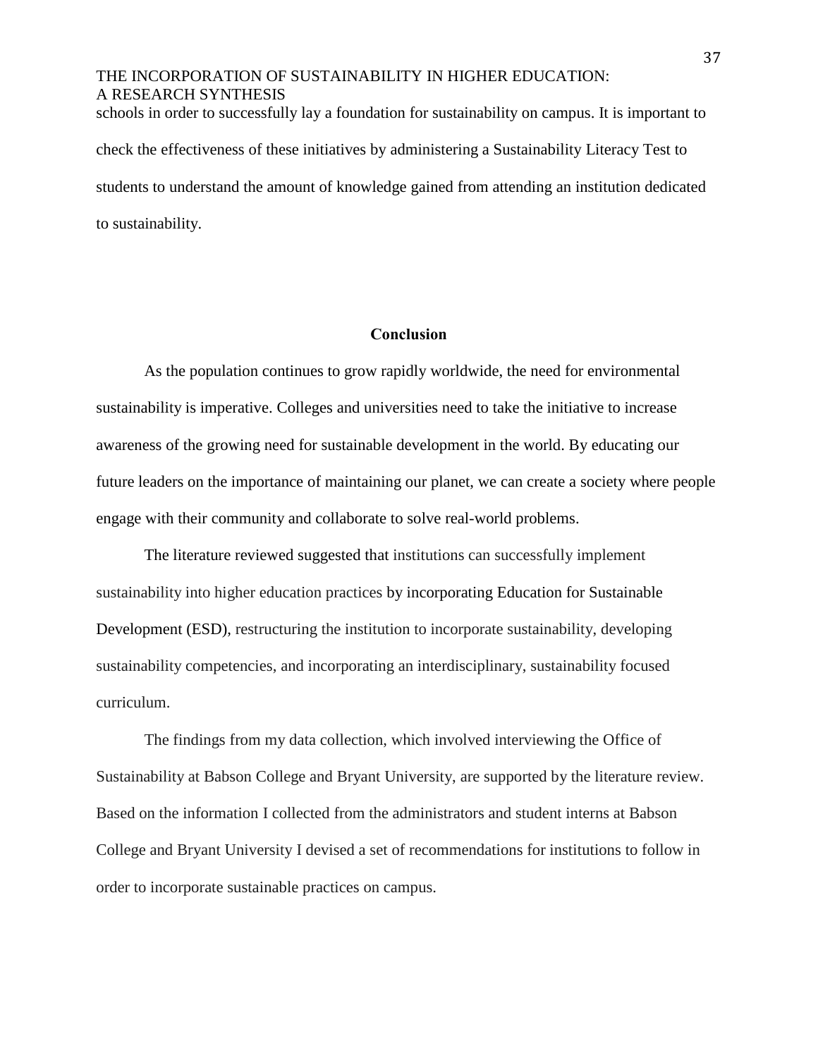schools in order to successfully lay a foundation for sustainability on campus. It is important to check the effectiveness of these initiatives by administering a Sustainability Literacy Test to students to understand the amount of knowledge gained from attending an institution dedicated to sustainability.

## Conclusion

As the population continues to grow rapidly worldwide, the need for environmental sustainability is imperative. Colleges and universities need to take the initiative to increase awareness of the growing need for sustainable development in the world. By educating our future leaders on the importance of maintaining our planet, we can create a society where people engage with their community and collaborate to solve real-world problems.

The literature reviewed suggested that institutions can successfully implement sustainability into higher education practices by incorporating Education for Sustainable Development (ESD), restructuring the institution to incorporate sustainability, developing sustainability competencies, and incorporating an interdisciplinary, sustainability focused curriculum.

The findings from my data collection, which involved interviewing the Office of Sustainability at Babson College and Bryant University, are supported by the literature review. Based on the information I collected from the administrators and student interns at Babson College and Bryant University I devised a set of recommendations for institutions to follow in order to incorporate sustainable practices on campus.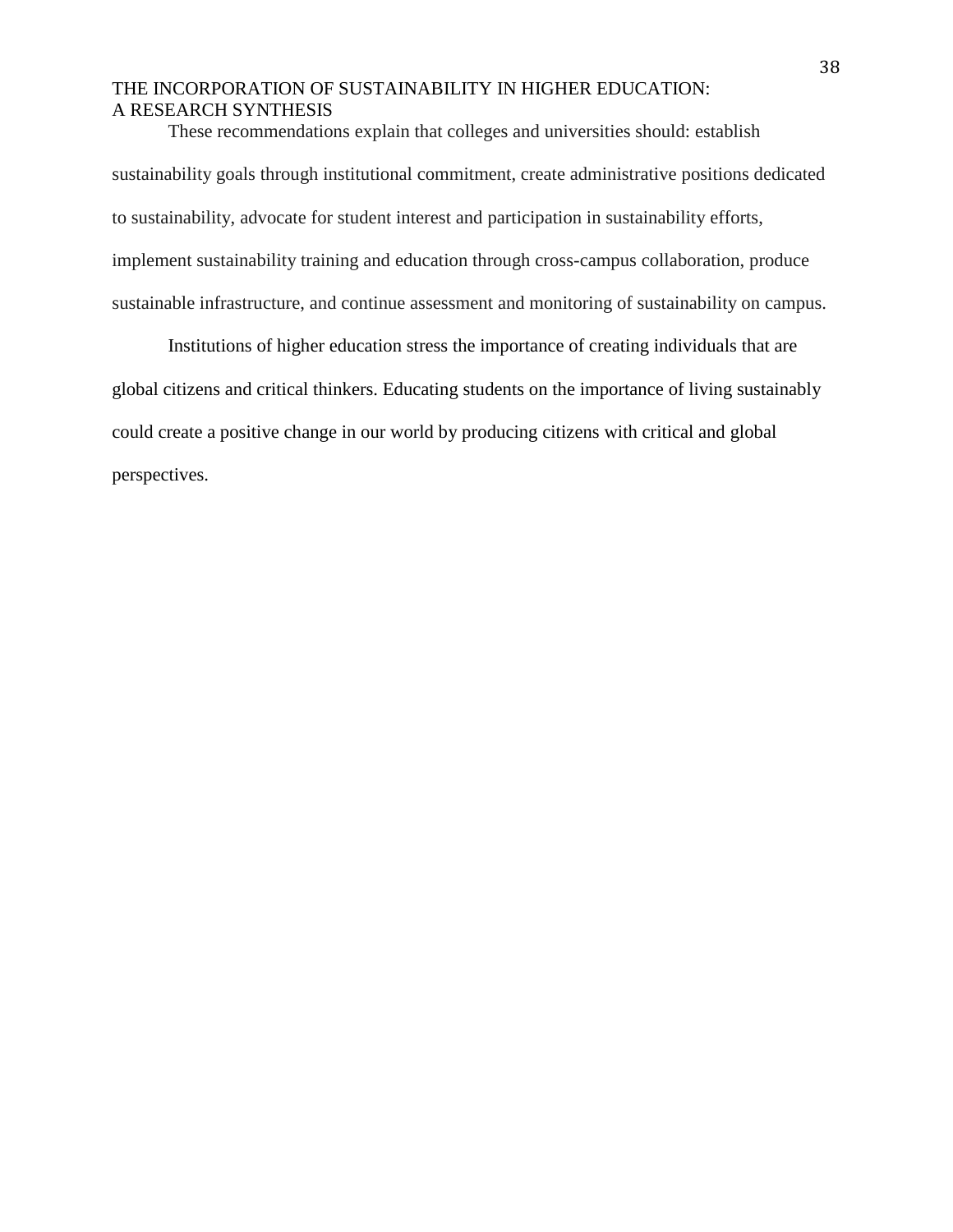These recommendations explain that colleges and universities should: establish sustainability goals through institutional commitment, create administrative positions dedicated to sustainability, advocate for student interest and participation in sustainability efforts, implement sustainability training and education through cross-campus collaboration, produce sustainable infrastructure, and continue assessment and monitoring of sustainability on campus.

Institutions of higher education stress the importance of creating individuals that are global citizens and critical thinkers. Educating students on the importance of living sustainably could create a positive change in our world by producing citizens with critical and global perspectives.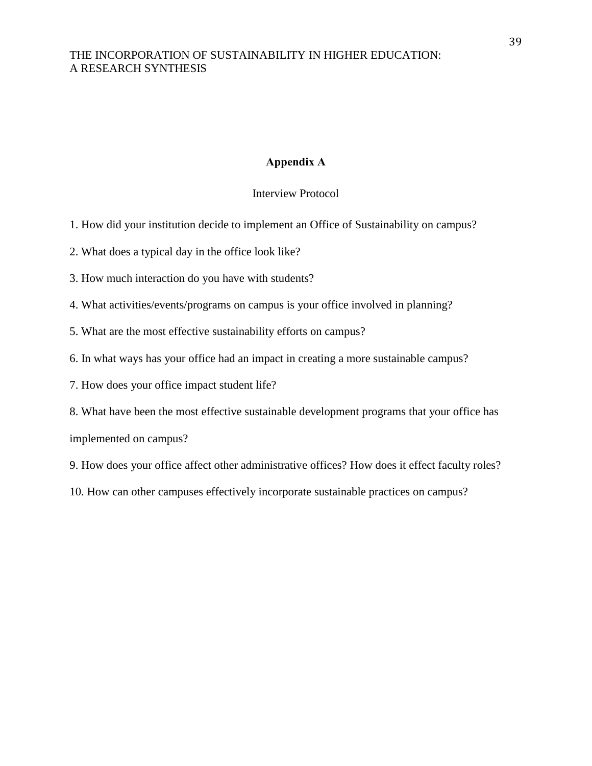# Appendix A

Interview Protocol

1. How did your institution decide to implement an Office of Sustainability on campus?

2. What does a typical day in the office look like?

3. How much interaction do you have with students?

4. What activities/events/programs on campus is your office involved in planning?

5. What are the most effective sustainability efforts on campus?

6. In what ways has your office had an impact in creating a more sustainable campus?

7. How does your office impact student life?

8. What have been the most effective sustainable development programs that your office has implemented on campus?

9. How does your office affect other administrative offices? How does it effect faculty roles?

10. How can other campuses effectively incorporate sustainable practices on campus?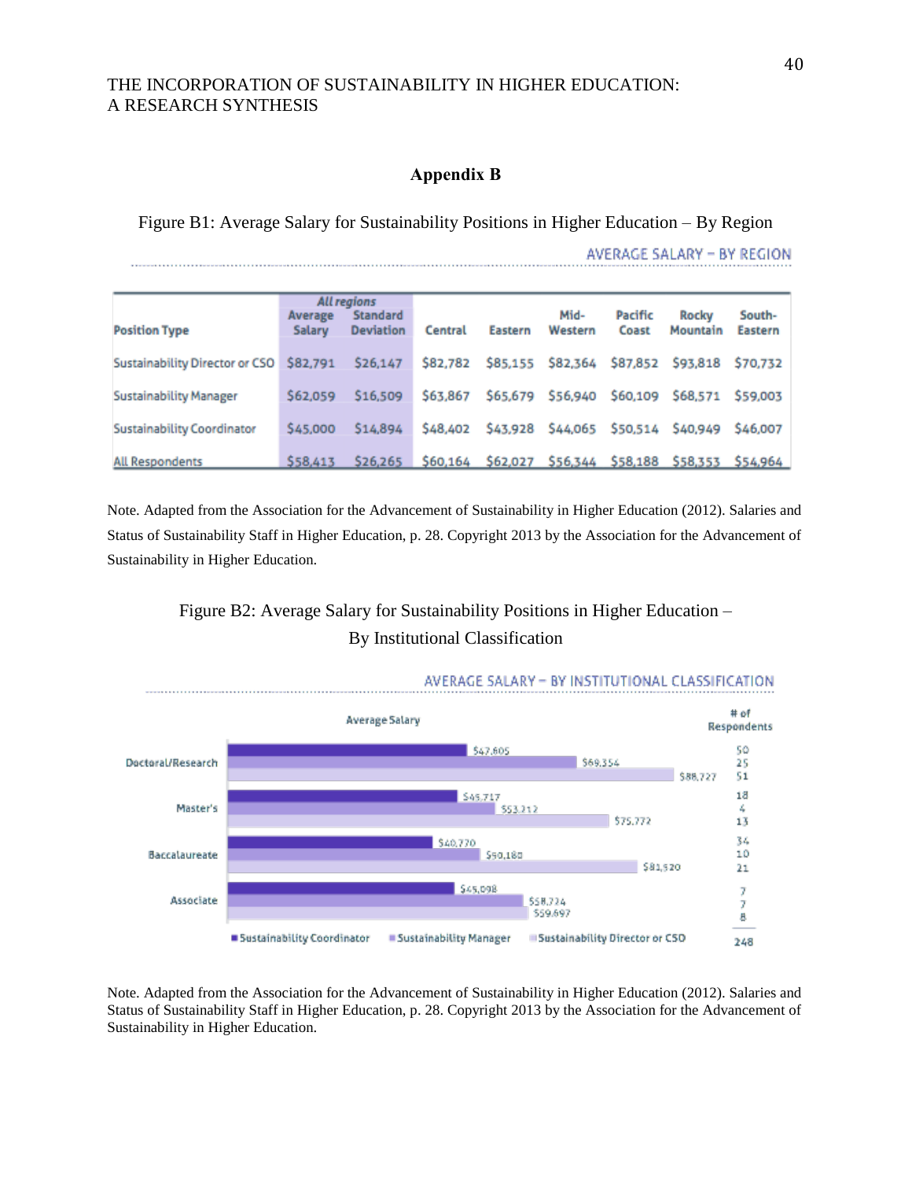## Appendix B

Figure B1: Average Salary for Sustainability Positions in Higher Education – By Region

AVERAGE SALARY – BY REGION

| Position Type | All regions | | Central | Eastern | Mid-Western | Pacific Coast | Rocky Mountain | South-Eastern |
|---|---|---|---|---|---|---|---|---|
| | Average Salary | Standard Deviation | | | | | | |
| Sustainability Director or CSO | $82,791 | $26,147 | $82,782 | $85,155 | $82,364 | $87,852 | $93,818 | $70,732 |
| Sustainability Manager | $62,059 | $16,509 | $63,867 | $65,679 | $56,940 | $60,109 | $68,571 | $59,003 |
| Sustainability Coordinator | $45,000 | $14,894 | $48,402 | $43,928 | $44,065 | $50,514 | $40,949 | $46,007 |
| All Respondents | $58,413 | $26,265 | $60,164 | $62,027 | $56,344 | $58,188 | $58,353 | $54,964 |

Note. Adapted from the Association for the Advancement of Sustainability in Higher Education (2012). Salaries and Status of Sustainability Staff in Higher Education, p. 28. Copyright 2013 by the Association for the Advancement of Sustainability in Higher Education.

Figure B2: Average Salary for Sustainability Positions in Higher Education – By Institutional Classification

AVERAGE SALARY – BY INSTITUTIONAL CLASSIFICATION

| Institution Type | Position | Average Salary | # of Respondents |
|---|---|---|---|
| Doctoral/Research | Sustainability Coordinator | $47,605 | 50 |
| | Sustainability Manager | $69,354 | 25 |
| | Sustainability Director or CSO | $88,727 | 51 |
| Master's | Sustainability Coordinator | $45,717 | 18 |
| | Sustainability Manager | $53,212 | 4 |
| | Sustainability Director or CSO | $75,772 | 13 |
| Baccalaureate | Sustainability Coordinator | $40,770 | 34 |
| | Sustainability Manager | $50,180 | 10 |
| | Sustainability Director or CSO | $81,520 | 21 |
| Associate | Sustainability Coordinator | $45,098 | 7 |
| | Sustainability Manager | $58,724 | 7 |
| | Sustainability Director or CSO | $59,697 | 8 |
| | | | 248 |

Note. Adapted from the Association for the Advancement of Sustainability in Higher Education (2012). Salaries and Status of Sustainability Staff in Higher Education, p. 28. Copyright 2013 by the Association for the Advancement of Sustainability in Higher Education.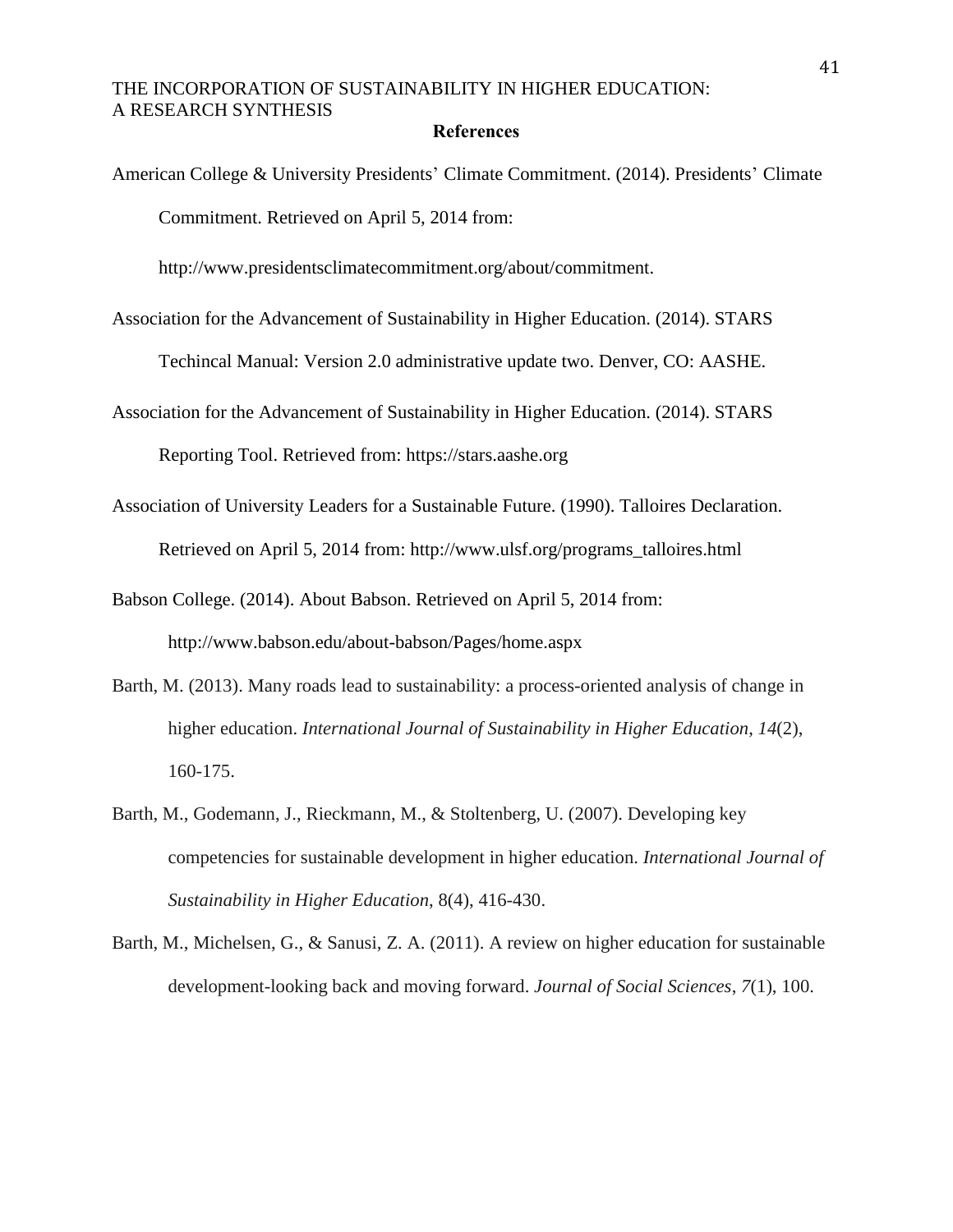## References

American College & University Presidents' Climate Commitment. (2014). Presidents' Climate Commitment. Retrieved on April 5, 2014 from: http://www.presidentsclimatecommitment.org/about/commitment.

Association for the Advancement of Sustainability in Higher Education. (2014). STARS Techincal Manual: Version 2.0 administrative update two. Denver, CO: AASHE.

Association for the Advancement of Sustainability in Higher Education. (2014). STARS Reporting Tool. Retrieved from: https://stars.aashe.org

Association of University Leaders for a Sustainable Future. (1990). Talloires Declaration. Retrieved on April 5, 2014 from: http://www.ulsf.org/programs_talloires.html

Babson College. (2014). About Babson. Retrieved on April 5, 2014 from: http://www.babson.edu/about-babson/Pages/home.aspx

Barth, M. (2013). Many roads lead to sustainability: a process-oriented analysis of change in higher education. *International Journal of Sustainability in Higher Education*, *14*(2), 160-175.

Barth, M., Godemann, J., Rieckmann, M., & Stoltenberg, U. (2007). Developing key competencies for sustainable development in higher education. *International Journal of Sustainability in Higher Education*, 8(4), 416-430.

Barth, M., Michelsen, G., & Sanusi, Z. A. (2011). A review on higher education for sustainable development-looking back and moving forward. *Journal of Social Sciences*, *7*(1), 100.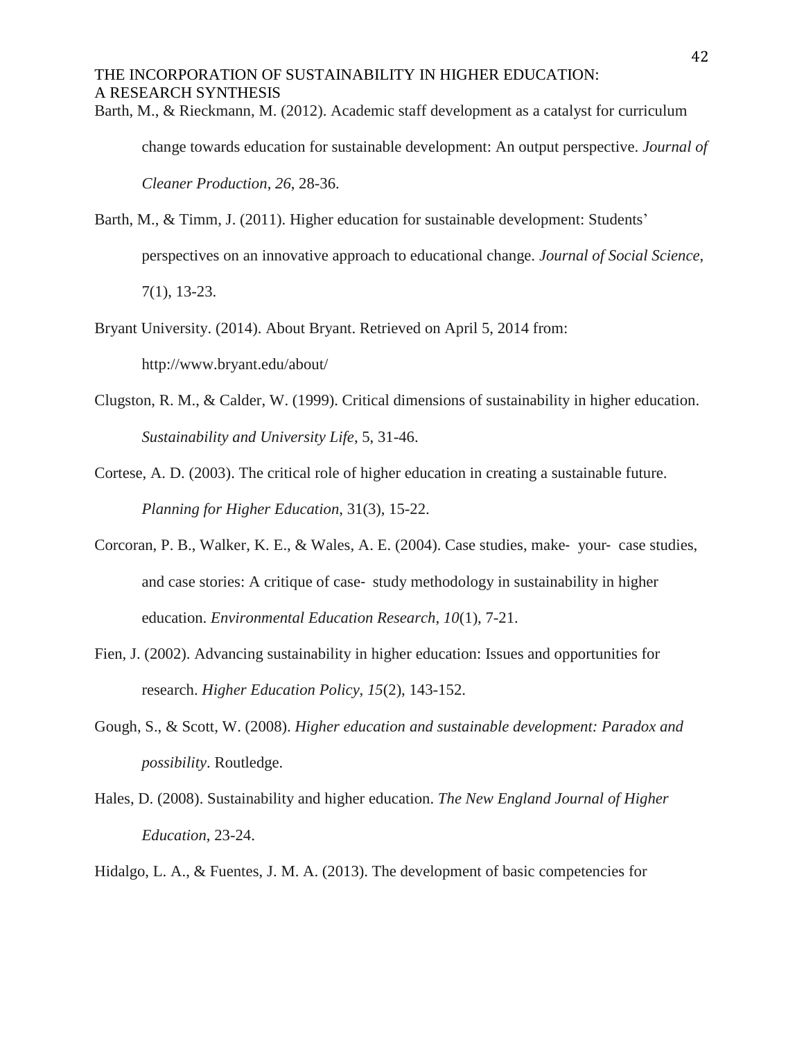Barth, M., & Rieckmann, M. (2012). Academic staff development as a catalyst for curriculum change towards education for sustainable development: An output perspective. *Journal of Cleaner Production*, *26*, 28-36.

Barth, M., & Timm, J. (2011). Higher education for sustainable development: Students' perspectives on an innovative approach to educational change. *Journal of Social Science*, 7(1), 13-23.

Bryant University. (2014). About Bryant. Retrieved on April 5, 2014 from: http://www.bryant.edu/about/

Clugston, R. M., & Calder, W. (1999). Critical dimensions of sustainability in higher education. *Sustainability and University Life*, 5, 31-46.

Cortese, A. D. (2003). The critical role of higher education in creating a sustainable future. *Planning for Higher Education*, 31(3), 15-22.

Corcoran, P. B., Walker, K. E., & Wales, A. E. (2004). Case studies, make- your- case studies, and case stories: A critique of case- study methodology in sustainability in higher education. *Environmental Education Research*, *10*(1), 7-21.

Fien, J. (2002). Advancing sustainability in higher education: Issues and opportunities for research. *Higher Education Policy*, *15*(2), 143-152.

Gough, S., & Scott, W. (2008). *Higher education and sustainable development: Paradox and possibility*. Routledge.

Hales, D. (2008). Sustainability and higher education. *The New England Journal of Higher Education*, 23-24.

Hidalgo, L. A., & Fuentes, J. M. A. (2013). The development of basic competencies for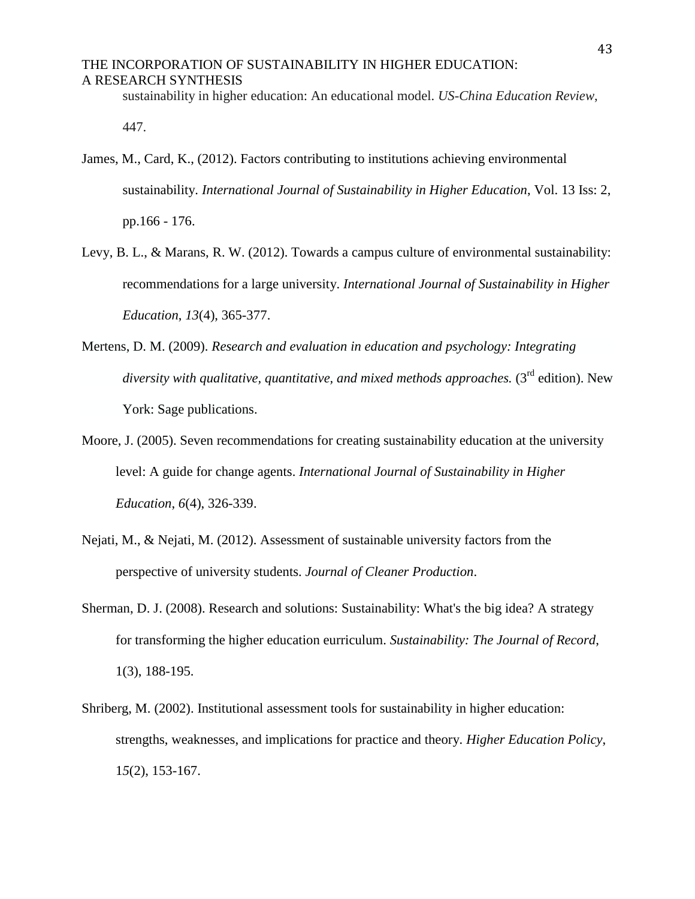sustainability in higher education: An educational model. *US-China Education Review*, 447.

James, M., Card, K., (2012). Factors contributing to institutions achieving environmental sustainability. *International Journal of Sustainability in Higher Education*, Vol. 13 Iss: 2, pp.166 - 176.

Levy, B. L., & Marans, R. W. (2012). Towards a campus culture of environmental sustainability: recommendations for a large university. *International Journal of Sustainability in Higher Education*, *13*(4), 365-377.

Mertens, D. M. (2009). *Research and evaluation in education and psychology: Integrating diversity with qualitative, quantitative, and mixed methods approaches.* (3rd edition). New York: Sage publications.

Moore, J. (2005). Seven recommendations for creating sustainability education at the university level: A guide for change agents. *International Journal of Sustainability in Higher Education*, *6*(4), 326-339.

Nejati, M., & Nejati, M. (2012). Assessment of sustainable university factors from the perspective of university students. *Journal of Cleaner Production*.

Sherman, D. J. (2008). Research and solutions: Sustainability: What's the big idea? A strategy for transforming the higher education eurriculum. *Sustainability: The Journal of Record*, 1(3), 188-195.

Shriberg, M. (2002). Institutional assessment tools for sustainability in higher education: strengths, weaknesses, and implications for practice and theory. *Higher Education Policy*, 15(2), 153-167.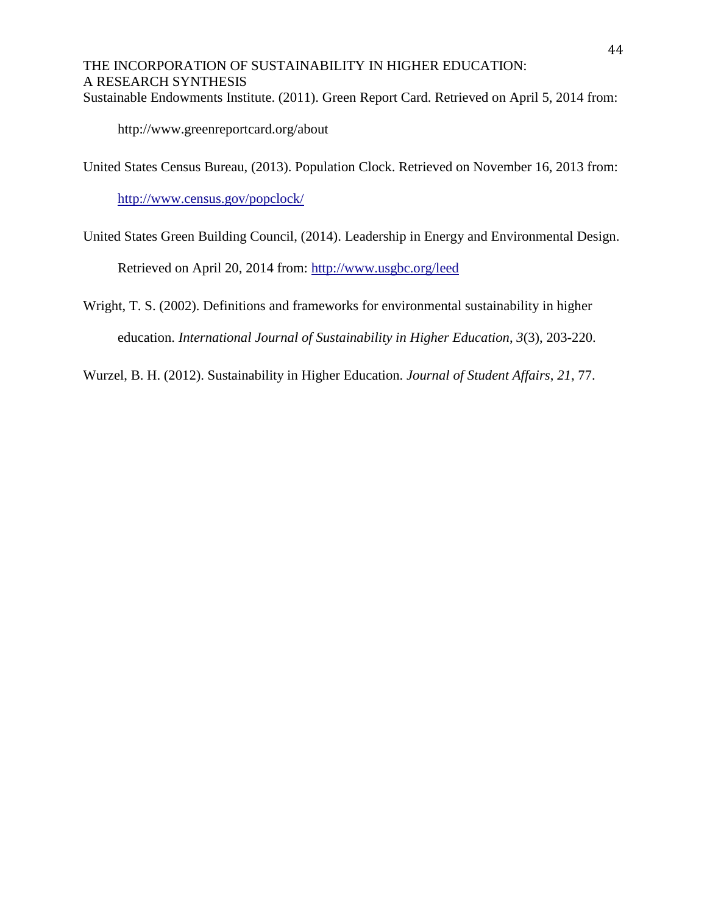Sustainable Endowments Institute. (2011). Green Report Card. Retrieved on April 5, 2014 from: http://www.greenreportcard.org/about

United States Census Bureau, (2013). Population Clock. Retrieved on November 16, 2013 from: http://www.census.gov/popclock/

United States Green Building Council, (2014). Leadership in Energy and Environmental Design. Retrieved on April 20, 2014 from: http://www.usgbc.org/leed

Wright, T. S. (2002). Definitions and frameworks for environmental sustainability in higher education. *International Journal of Sustainability in Higher Education*, *3*(3), 203-220.

Wurzel, B. H. (2012). Sustainability in Higher Education. *Journal of Student Affairs*, *21*, 77.